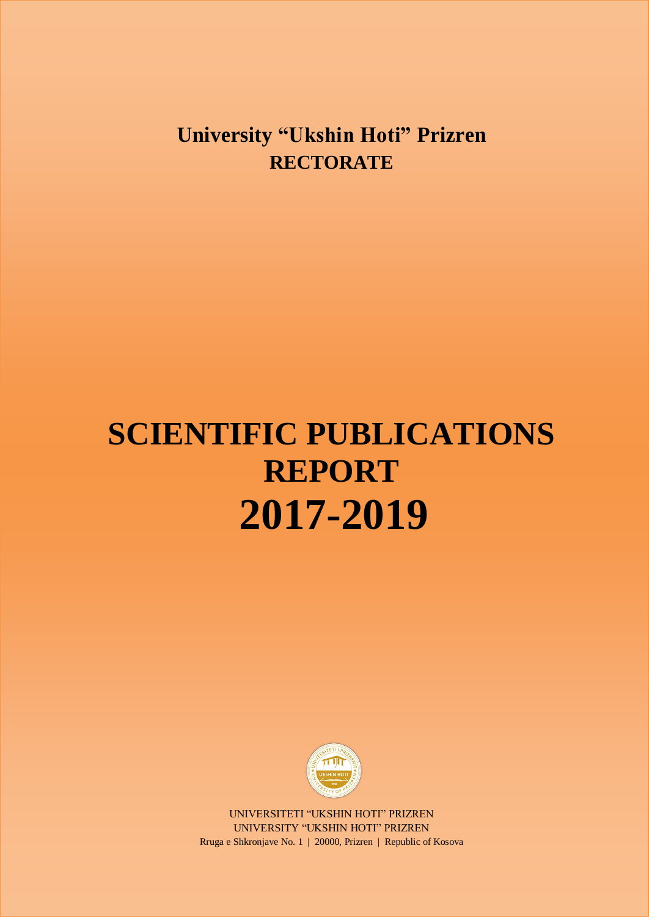**University "Ukshin Hoti" Prizren**
**RECTORATE**

# SCIENTIFIC PUBLICATIONS REPORT 2017-2019

UNIVERSITETI "UKSHIN HOTI" PRIZREN
UNIVERSITY "UKSHIN HOTI" PRIZREN
Rruga e Shkronjave No. 1 | 20000, Prizren | Republic of Kosova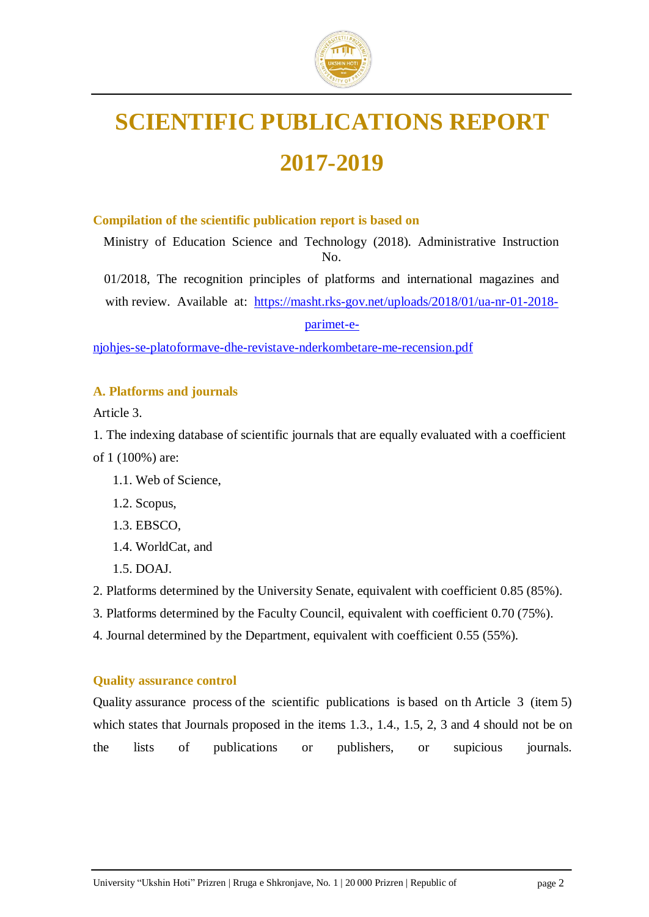# SCIENTIFIC PUBLICATIONS REPORT 2017-2019

### Compilation of the scientific publication report is based on

Ministry of Education Science and Technology (2018). Administrative Instruction No. 01/2018, The recognition principles of platforms and international magazines and with review. Available at: https://masht.rks-gov.net/uploads/2018/01/ua-nr-01-2018-parimet-e-njohjes-se-platoformave-dhe-revistave-nderkombetare-me-recension.pdf

### A. Platforms and journals

Article 3.

1. The indexing database of scientific journals that are equally evaluated with a coefficient of 1 (100%) are:
   - 1.1. Web of Science,
   - 1.2. Scopus,
   - 1.3. EBSCO,
   - 1.4. WorldCat, and
   - 1.5. DOAJ.
2. Platforms determined by the University Senate, equivalent with coefficient 0.85 (85%).
3. Platforms determined by the Faculty Council, equivalent with coefficient 0.70 (75%).
4. Journal determined by the Department, equivalent with coefficient 0.55 (55%).

### Quality assurance control

Quality assurance process of the scientific publications is based on th Article 3 (item 5) which states that Journals proposed in the items 1.3., 1.4., 1.5, 2, 3 and 4 should not be on the lists of publications or publishers, or supicious journals.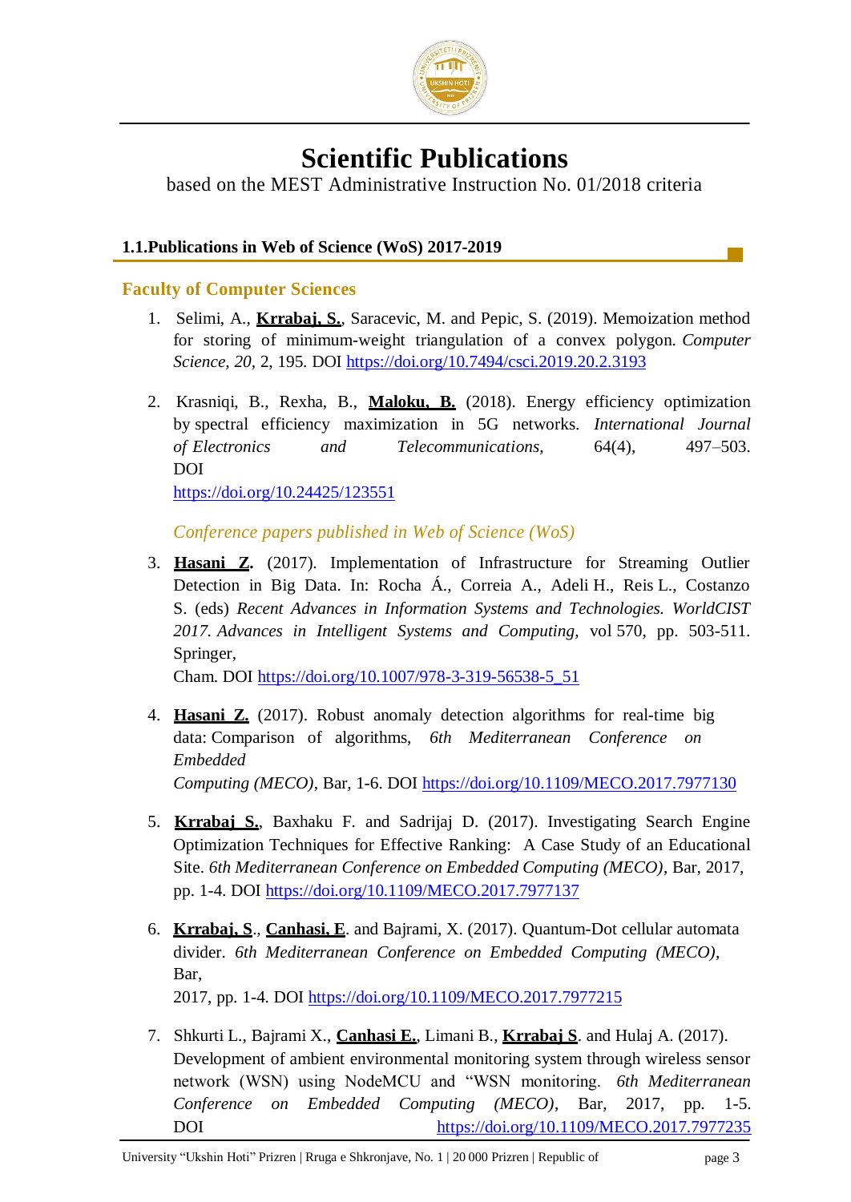# Scientific Publications

based on the MEST Administrative Instruction No. 01/2018 criteria

## 1.1.Publications in Web of Science (WoS) 2017-2019

### Faculty of Computer Sciences

1. Selimi, A., **Krrabaj, S.**, Saracevic, M. and Pepic, S. (2019). Memoization method for storing of minimum-weight triangulation of a convex polygon. *Computer Science, 20*, 2, 195. DOI https://doi.org/10.7494/csci.2019.20.2.3193

2. Krasniqi, B., Rexha, B., **Maloku, B.** (2018). Energy efficiency optimization by spectral efficiency maximization in 5G networks. *International Journal of Electronics and Telecommunications*, 64(4), 497–503. DOI https://doi.org/10.24425/123551

*Conference papers published in Web of Science (WoS)*

3. **Hasani Z.** (2017). Implementation of Infrastructure for Streaming Outlier Detection in Big Data. In: Rocha Á., Correia A., Adeli H., Reis L., Costanzo S. (eds) *Recent Advances in Information Systems and Technologies. WorldCIST 2017. Advances in Intelligent Systems and Computing*, vol 570, pp. 503-511. Springer, Cham. DOI https://doi.org/10.1007/978-3-319-56538-5_51

4. **Hasani Z.** (2017). Robust anomaly detection algorithms for real-time big data: Comparison of algorithms, *6th Mediterranean Conference on Embedded Computing (MECO)*, Bar, 1-6. DOI https://doi.org/10.1109/MECO.2017.7977130

5. **Krrabaj S.**, Baxhaku F. and Sadrijaj D. (2017). Investigating Search Engine Optimization Techniques for Effective Ranking: A Case Study of an Educational Site. *6th Mediterranean Conference on Embedded Computing (MECO)*, Bar, 2017, pp. 1-4. DOI https://doi.org/10.1109/MECO.2017.7977137

6. **Krrabaj, S.**, **Canhasi, E.** and Bajrami, X. (2017). Quantum-Dot cellular automata divider. *6th Mediterranean Conference on Embedded Computing (MECO)*, Bar, 2017, pp. 1-4. DOI https://doi.org/10.1109/MECO.2017.7977215

7. Shkurti L., Bajrami X., **Canhasi E.**, Limani B., **Krrabaj S**. and Hulaj A. (2017). Development of ambient environmental monitoring system through wireless sensor network (WSN) using NodeMCU and "WSN monitoring. *6th Mediterranean Conference on Embedded Computing (MECO)*, Bar, 2017, pp. 1-5. DOI https://doi.org/10.1109/MECO.2017.7977235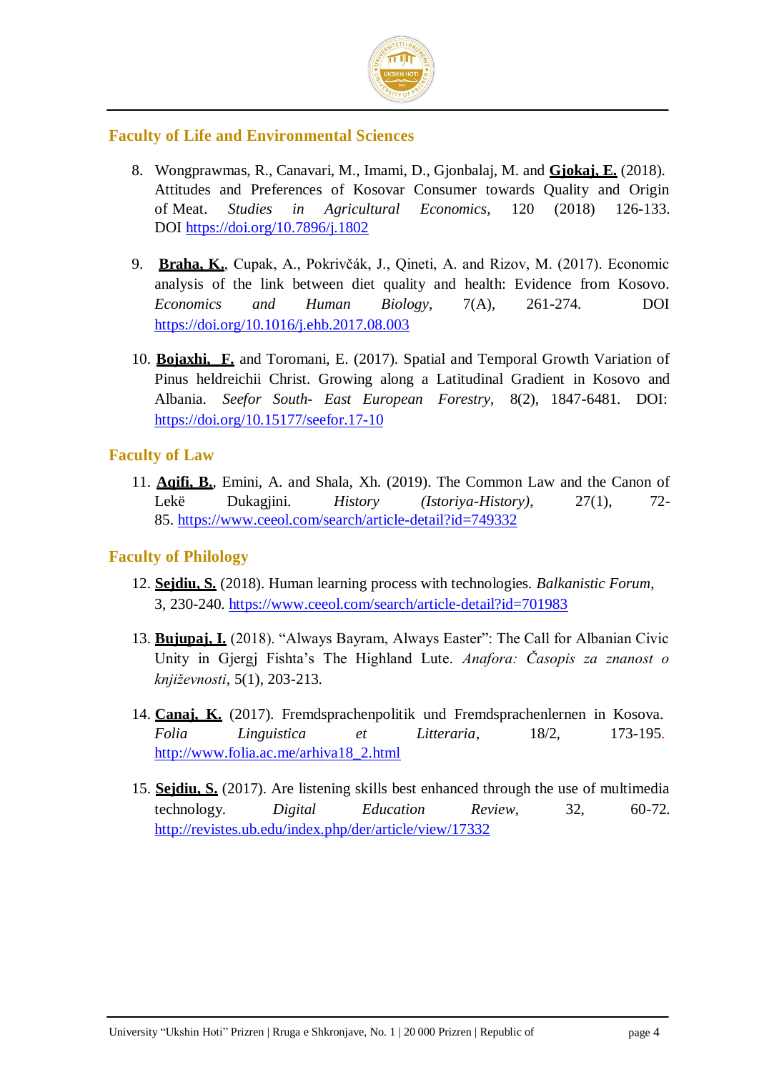## Faculty of Life and Environmental Sciences

8. Wongprawmas, R., Canavari, M., Imami, D., Gjonbalaj, M. and **Gjokaj, E.** (2018). Attitudes and Preferences of Kosovar Consumer towards Quality and Origin of Meat. *Studies in Agricultural Economics*, 120 (2018) 126-133. DOI https://doi.org/10.7896/j.1802

9. **Braha, K.**, Cupak, A., Pokrivčák, J., Qineti, A. and Rizov, M. (2017). Economic analysis of the link between diet quality and health: Evidence from Kosovo. *Economics and Human Biology*, 7(A), 261-274. DOI https://doi.org/10.1016/j.ehb.2017.08.003

10. **Bojaxhi, F.** and Toromani, E. (2017). Spatial and Temporal Growth Variation of Pinus heldreichii Christ. Growing along a Latitudinal Gradient in Kosovo and Albania. *Seefor South- East European Forestry*, 8(2), 1847-6481. DOI: https://doi.org/10.15177/seefor.17-10

## Faculty of Law

11. **Aqifi, B.**, Emini, A. and Shala, Xh. (2019). The Common Law and the Canon of Lekë Dukagjini. *History (Istoriya-History)*, 27(1), 72-85. https://www.ceeol.com/search/article-detail?id=749332

## Faculty of Philology

12. **Sejdiu, S.** (2018). Human learning process with technologies. *Balkanistic Forum*, 3, 230-240. https://www.ceeol.com/search/article-detail?id=701983

13. **Bujupaj, I.** (2018). "Always Bayram, Always Easter": The Call for Albanian Civic Unity in Gjergj Fishta's The Highland Lute. *Anafora: Časopis za znanost o književnosti*, 5(1), 203-213.

14. **Canaj, K.** (2017). Fremdsprachenpolitik und Fremdsprachenlernen in Kosova. *Folia Linguistica et Litteraria*, 18/2, 173-195. http://www.folia.ac.me/arhiva18_2.html

15. **Sejdiu, S.** (2017). Are listening skills best enhanced through the use of multimedia technology. *Digital Education Review*, 32, 60-72. http://revistes.ub.edu/index.php/der/article/view/17332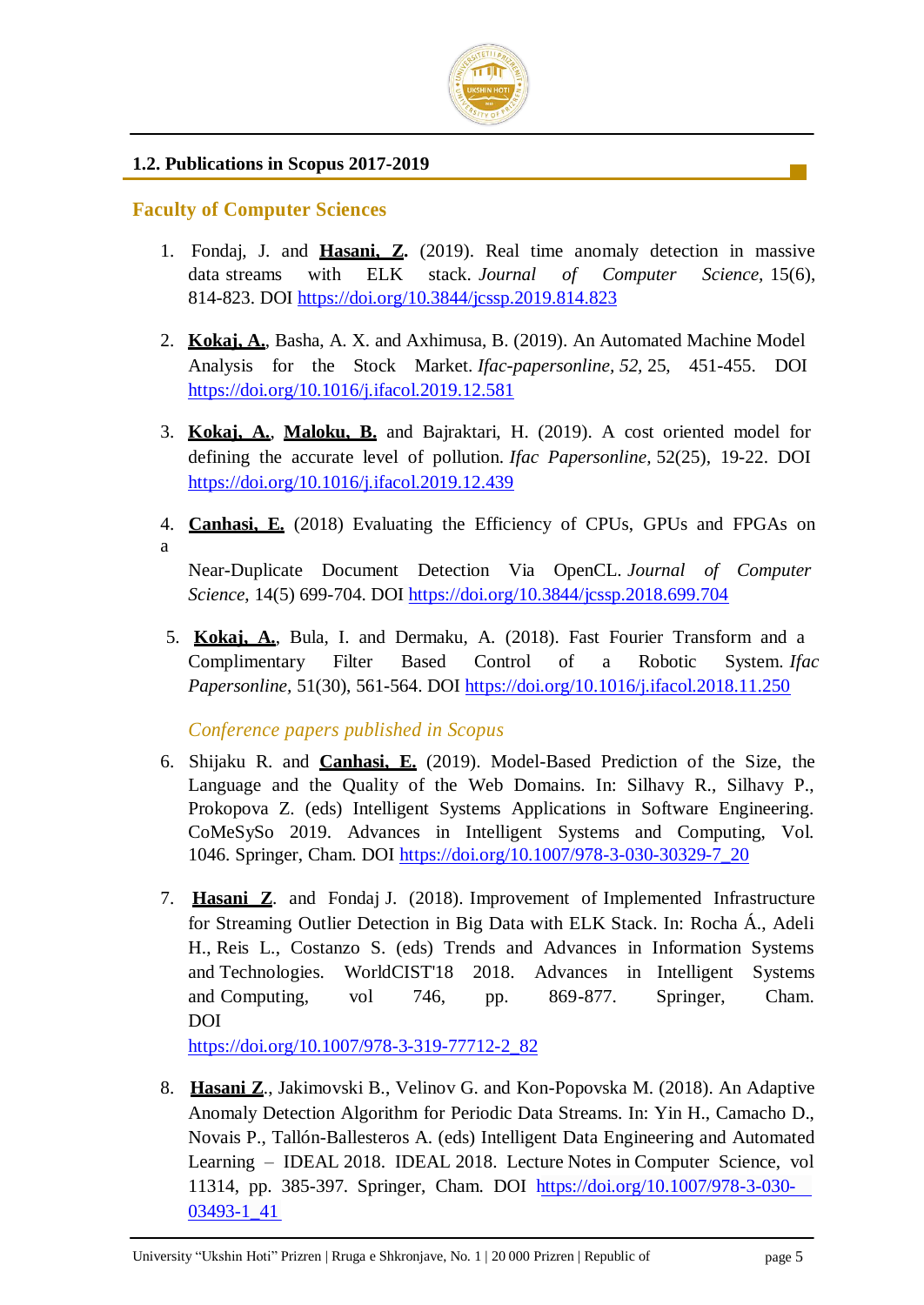## 1.2. Publications in Scopus 2017-2019

### Faculty of Computer Sciences

1. Fondaj, J. and **Hasani, Z.** (2019). Real time anomaly detection in massive data streams with ELK stack. *Journal of Computer Science*, 15(6), 814-823. DOI https://doi.org/10.3844/jcssp.2019.814.823

2. **Kokaj, A.**, Basha, A. X. and Axhimusa, B. (2019). An Automated Machine Model Analysis for the Stock Market. *Ifac-papersonline*, *52*, 25, 451-455. DOI https://doi.org/10.1016/j.ifacol.2019.12.581

3. **Kokaj, A.**, **Maloku, B.** and Bajraktari, H. (2019). A cost oriented model for defining the accurate level of pollution. *Ifac Papersonline*, 52(25), 19-22. DOI https://doi.org/10.1016/j.ifacol.2019.12.439

4. **Canhasi, E.** (2018) Evaluating the Efficiency of CPUs, GPUs and FPGAs on a Near-Duplicate Document Detection Via OpenCL. *Journal of Computer Science*, 14(5) 699-704. DOI https://doi.org/10.3844/jcssp.2018.699.704

5. **Kokaj, A.**, Bula, I. and Dermaku, A. (2018). Fast Fourier Transform and a Complimentary Filter Based Control of a Robotic System. *Ifac Papersonline*, 51(30), 561-564. DOI https://doi.org/10.1016/j.ifacol.2018.11.250

*Conference papers published in Scopus*

6. Shijaku R. and **Canhasi, E.** (2019). Model-Based Prediction of the Size, the Language and the Quality of the Web Domains. In: Silhavy R., Silhavy P., Prokopova Z. (eds) Intelligent Systems Applications in Software Engineering. CoMeSySo 2019. Advances in Intelligent Systems and Computing, Vol. 1046. Springer, Cham. DOI https://doi.org/10.1007/978-3-030-30329-7_20

7. **Hasani Z**. and Fondaj J. (2018). Improvement of Implemented Infrastructure for Streaming Outlier Detection in Big Data with ELK Stack. In: Rocha Á., Adeli H., Reis L., Costanzo S. (eds) Trends and Advances in Information Systems and Technologies. WorldCIST'18 2018. Advances in Intelligent Systems and Computing, vol 746, pp. 869-877. Springer, Cham. DOI https://doi.org/10.1007/978-3-319-77712-2_82

8. **Hasani Z**., Jakimovski B., Velinov G. and Kon-Popovska M. (2018). An Adaptive Anomaly Detection Algorithm for Periodic Data Streams. In: Yin H., Camacho D., Novais P., Tallón-Ballesteros A. (eds) Intelligent Data Engineering and Automated Learning – IDEAL 2018. IDEAL 2018. Lecture Notes in Computer Science, vol 11314, pp. 385-397. Springer, Cham. DOI https://doi.org/10.1007/978-3-030-03493-1_41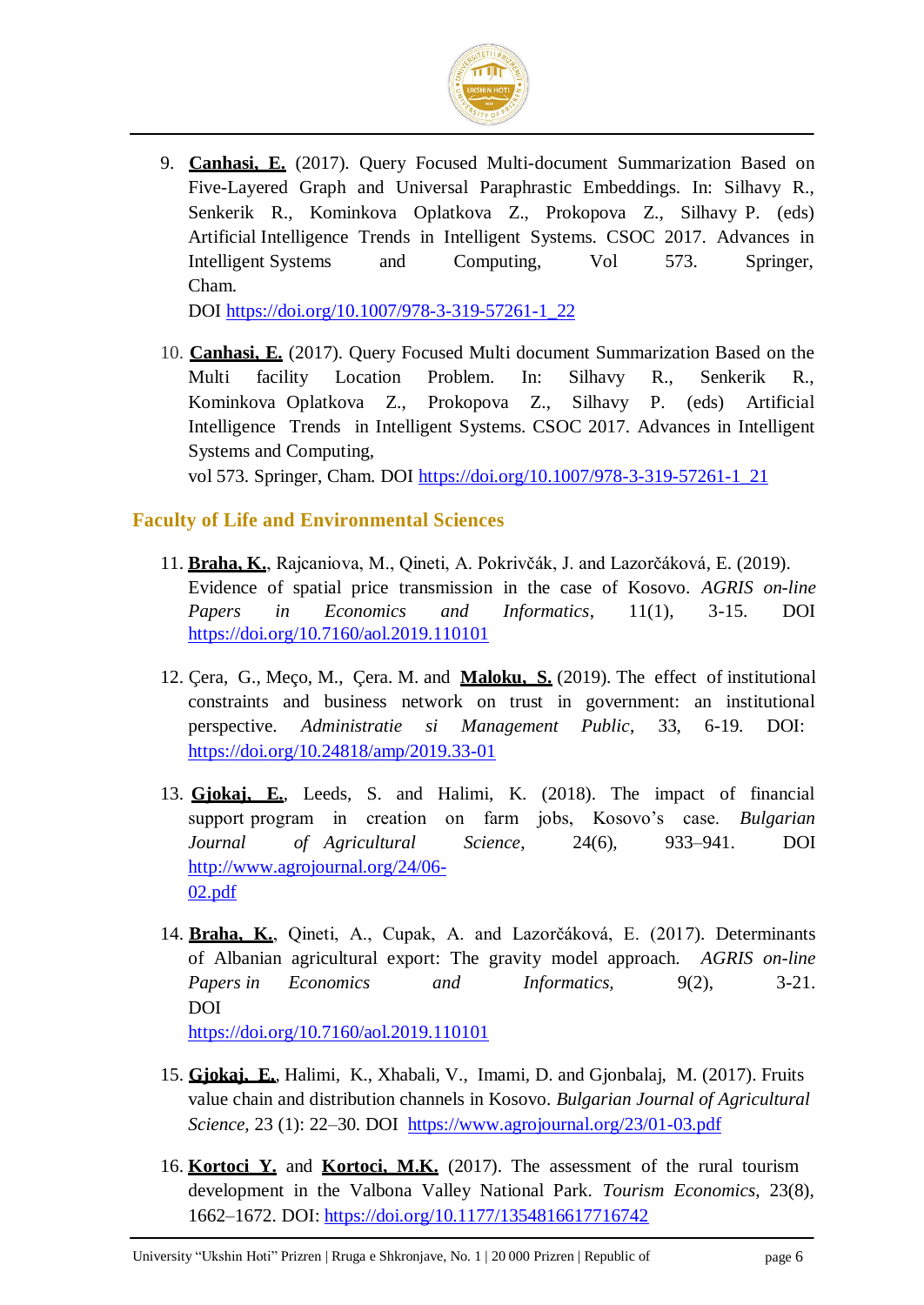9. **Canhasi, E.** (2017). Query Focused Multi-document Summarization Based on Five-Layered Graph and Universal Paraphrastic Embeddings. In: Silhavy R., Senkerik R., Kominkova Oplatkova Z., Prokopova Z., Silhavy P. (eds) Artificial Intelligence Trends in Intelligent Systems. CSOC 2017. Advances in Intelligent Systems and Computing, Vol 573. Springer, Cham.
   DOI https://doi.org/10.1007/978-3-319-57261-1_22

10. **Canhasi, E.** (2017). Query Focused Multi document Summarization Based on the Multi facility Location Problem. In: Silhavy R., Senkerik R., Kominkova Oplatkova Z., Prokopova Z., Silhavy P. (eds) Artificial Intelligence Trends in Intelligent Systems. CSOC 2017. Advances in Intelligent Systems and Computing,
    vol 573. Springer, Cham. DOI https://doi.org/10.1007/978-3-319-57261-1_21

## Faculty of Life and Environmental Sciences

11. **Braha, K.**, Rajcaniova, M., Qineti, A. Pokrivčák, J. and Lazorčáková, E. (2019). Evidence of spatial price transmission in the case of Kosovo. *AGRIS on-line Papers in Economics and Informatics*, 11(1), 3-15. DOI https://doi.org/10.7160/aol.2019.110101

12. Çera, G., Meço, M., Çera. M. and **Maloku, S.** (2019). The effect of institutional constraints and business network on trust in government: an institutional perspective. *Administratie si Management Public*, 33, 6-19. DOI: https://doi.org/10.24818/amp/2019.33-01

13. **Gjokaj, E.**, Leeds, S. and Halimi, K. (2018). The impact of financial support program in creation on farm jobs, Kosovo's case. *Bulgarian Journal of Agricultural Science*, 24(6), 933–941. DOI http://www.agrojournal.org/24/06-02.pdf

14. **Braha, K.**, Qineti, A., Cupak, A. and Lazorčáková, E. (2017). Determinants of Albanian agricultural export: The gravity model approach. *AGRIS on-line Papers in Economics and Informatics*, 9(2), 3-21. DOI
    https://doi.org/10.7160/aol.2019.110101

15. **Gjokaj, E.**, Halimi, K., Xhabali, V., Imami, D. and Gjonbalaj, M. (2017). Fruits value chain and distribution channels in Kosovo. *Bulgarian Journal of Agricultural Science*, 23 (1): 22–30. DOI https://www.agrojournal.org/23/01-03.pdf

16. **Kortoci Y.** and **Kortoci, M.K.** (2017). The assessment of the rural tourism development in the Valbona Valley National Park. *Tourism Economics*, 23(8), 1662–1672. DOI: https://doi.org/10.1177/1354816617716742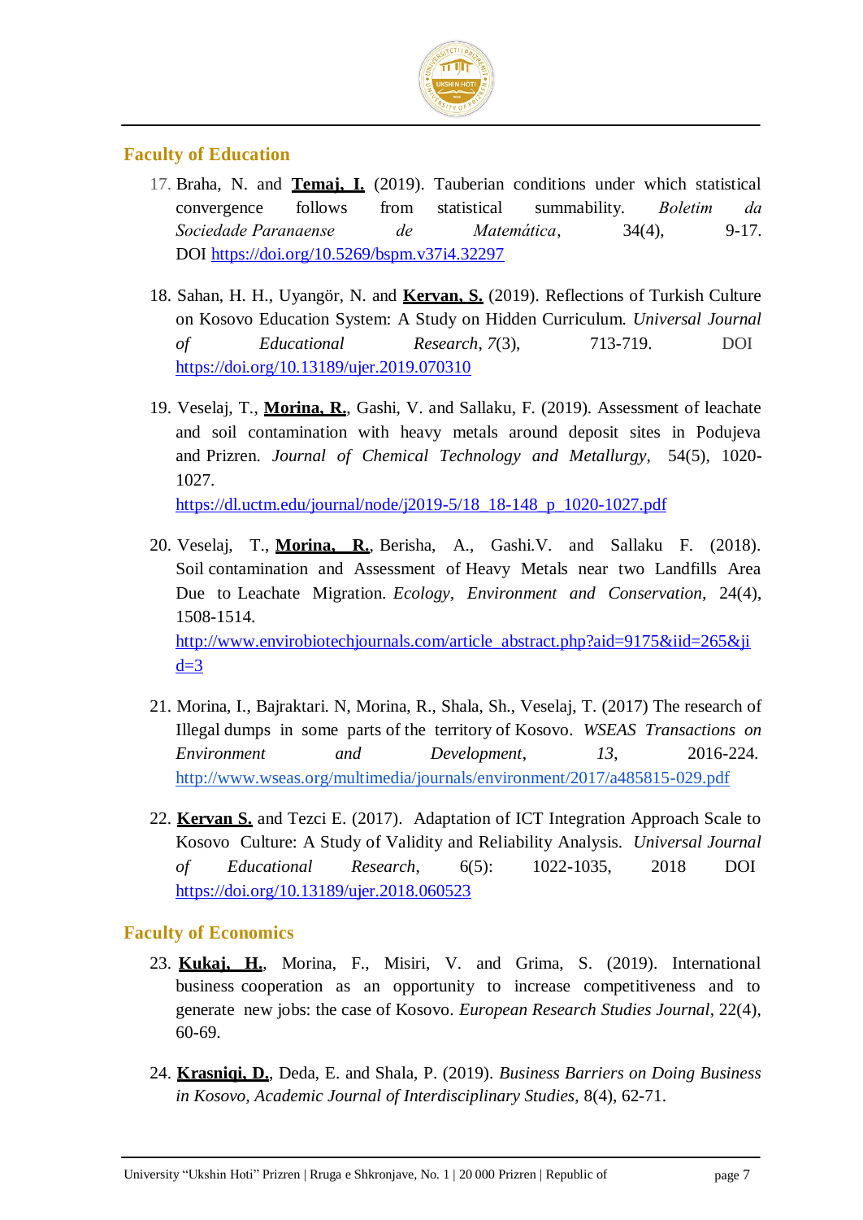## Faculty of Education

17. Braha, N. and **Temaj, I.** (2019). Tauberian conditions under which statistical convergence follows from statistical summability. *Boletim da Sociedade Paranaense de Matemática*, 34(4), 9-17. DOI https://doi.org/10.5269/bspm.v37i4.32297

18. Sahan, H. H., Uyangör, N. and **Kervan, S.** (2019). Reflections of Turkish Culture on Kosovo Education System: A Study on Hidden Curriculum. *Universal Journal of Educational Research*, *7*(3), 713-719. DOI https://doi.org/10.13189/ujer.2019.070310

19. Veselaj, T., **Morina, R.**, Gashi, V. and Sallaku, F. (2019). Assessment of leachate and soil contamination with heavy metals around deposit sites in Podujeva and Prizren. *Journal of Chemical Technology and Metallurgy*, 54(5), 1020-1027. https://dl.uctm.edu/journal/node/j2019-5/18_18-148_p_1020-1027.pdf

20. Veselaj, T., **Morina, R.**, Berisha, A., Gashi.V. and Sallaku F. (2018). Soil contamination and Assessment of Heavy Metals near two Landfills Area Due to Leachate Migration. *Ecology, Environment and Conservation*, 24(4), 1508-1514. http://www.envirobiotechjournals.com/article_abstract.php?aid=9175&iid=265&jid=3

21. Morina, I., Bajraktari. N, Morina, R., Shala, Sh., Veselaj, T. (2017) The research of Illegal dumps in some parts of the territory of Kosovo. *WSEAS Transactions on Environment and Development*, *13*, 2016-224. http://www.wseas.org/multimedia/journals/environment/2017/a485815-029.pdf

22. **Kervan S.** and Tezci E. (2017). Adaptation of ICT Integration Approach Scale to Kosovo Culture: A Study of Validity and Reliability Analysis. *Universal Journal of Educational Research*, 6(5): 1022-1035, 2018 DOI https://doi.org/10.13189/ujer.2018.060523

## Faculty of Economics

23. **Kukaj, H.**, Morina, F., Misiri, V. and Grima, S. (2019). International business cooperation as an opportunity to increase competitiveness and to generate new jobs: the case of Kosovo. *European Research Studies Journal*, 22(4), 60-69.

24. **Krasniqi, D.**, Deda, E. and Shala, P. (2019). *Business Barriers on Doing Business in Kosovo, Academic Journal of Interdisciplinary Studies*, 8(4), 62-71.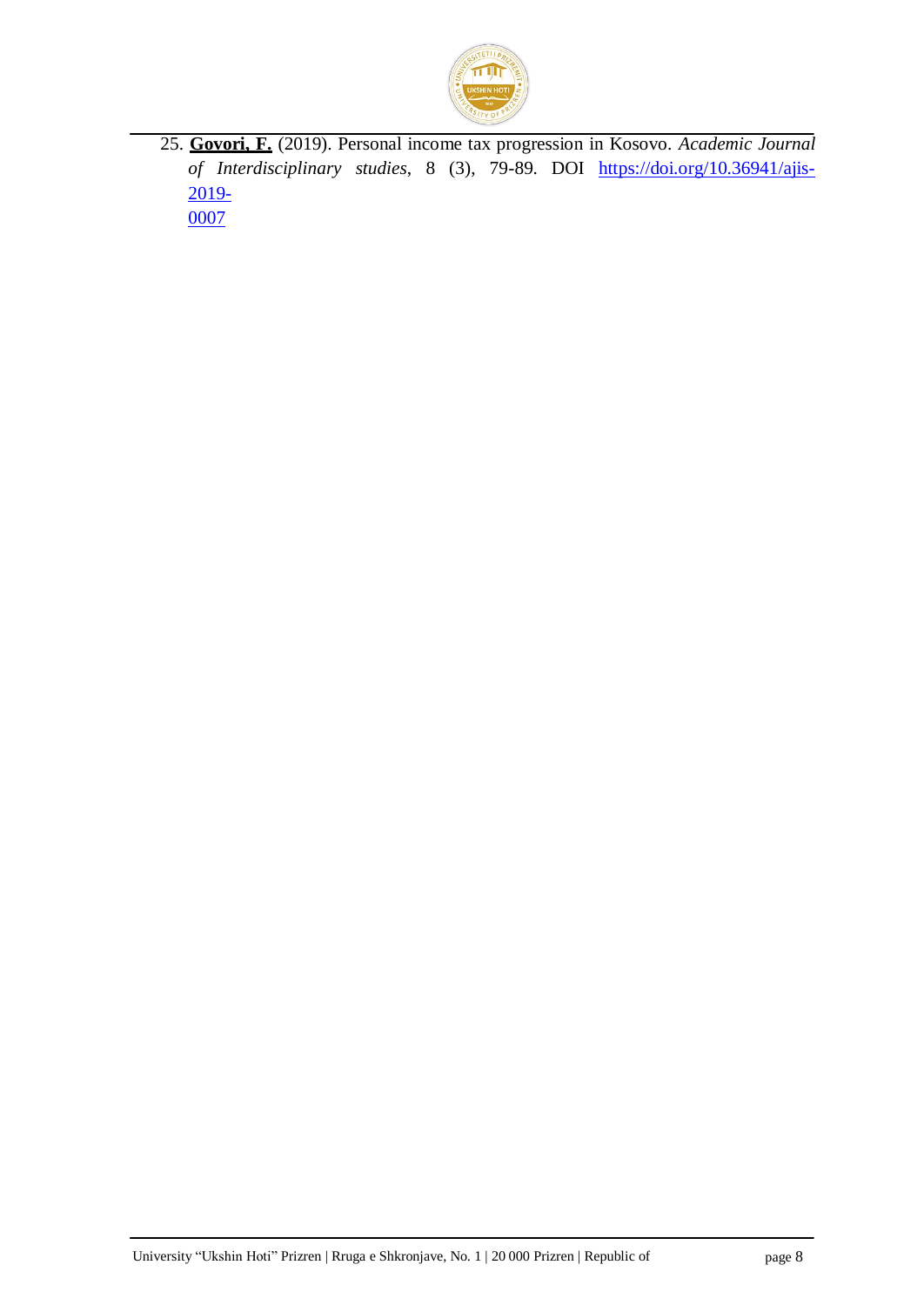25. **Govori, F.** (2019). Personal income tax progression in Kosovo. *Academic Journal of Interdisciplinary studies*, 8 (3), 79-89. DOI https://doi.org/10.36941/ajis-2019-0007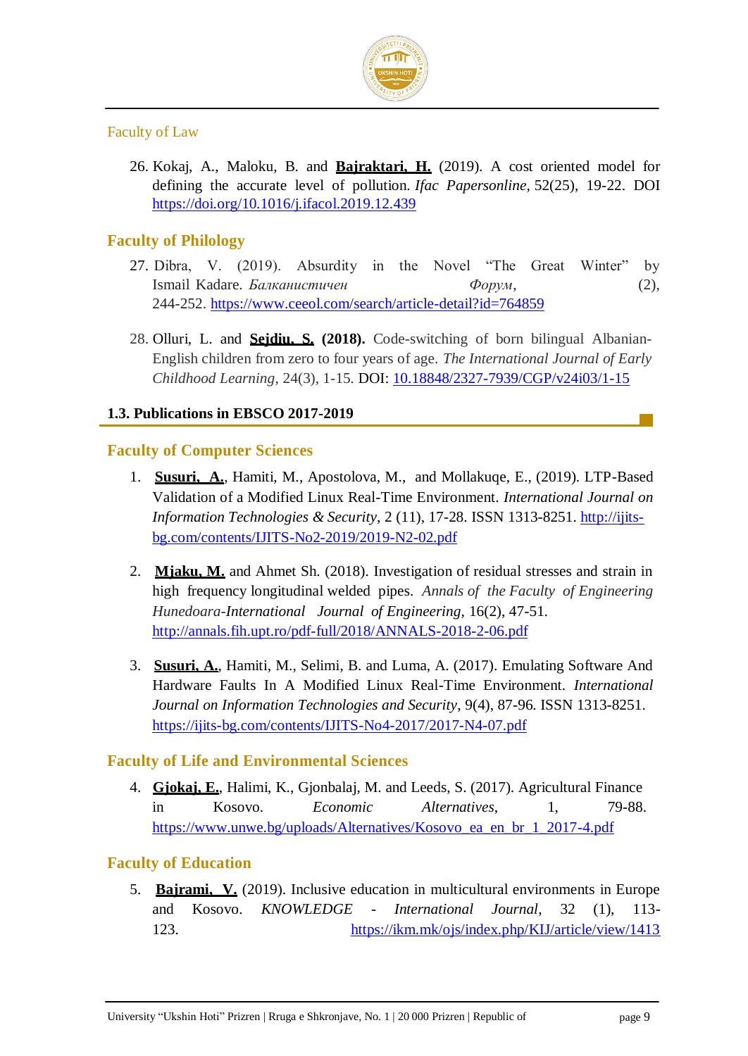Faculty of Law

26. Kokaj, A., Maloku, B. and **Bajraktari, H.** (2019). A cost oriented model for defining the accurate level of pollution. *Ifac Papersonline*, 52(25), 19-22. DOI https://doi.org/10.1016/j.ifacol.2019.12.439

### Faculty of Philology

27. Dibra, V. (2019). Absurdity in the Novel "The Great Winter" by Ismail Kadare. *Балканистичен Форум*, (2), 244-252. https://www.ceeol.com/search/article-detail?id=764859

28. Olluri, L. and **Sejdiu, S.** **(2018).** Code-switching of born bilingual Albanian-English children from zero to four years of age. *The International Journal of Early Childhood Learning*, 24(3), 1-15. DOI: 10.18848/2327-7939/CGP/v24i03/1-15

## 1.3. Publications in EBSCO 2017-2019

### Faculty of Computer Sciences

1. **Susuri, A.**, Hamiti, M., Apostolova, M., and Mollakuqe, E., (2019). LTP-Based Validation of a Modified Linux Real-Time Environment. *International Journal on Information Technologies & Security*, 2 (11), 17-28. ISSN 1313-8251. http://ijits-bg.com/contents/IJITS-No2-2019/2019-N2-02.pdf

2. **Mjaku, M.** and Ahmet Sh. (2018). Investigation of residual stresses and strain in high frequency longitudinal welded pipes. *Annals of the Faculty of Engineering Hunedoara-International Journal of Engineering*, 16(2), 47-51. http://annals.fih.upt.ro/pdf-full/2018/ANNALS-2018-2-06.pdf

3. **Susuri, A.**, Hamiti, M., Selimi, B. and Luma, A. (2017). Emulating Software And Hardware Faults In A Modified Linux Real-Time Environment. *International Journal on Information Technologies and Security*, 9(4), 87-96. ISSN 1313-8251. https://ijits-bg.com/contents/IJITS-No4-2017/2017-N4-07.pdf

### Faculty of Life and Environmental Sciences

4. **Gjokaj, E.**, Halimi, K., Gjonbalaj, M. and Leeds, S. (2017). Agricultural Finance in Kosovo. *Economic Alternatives*, 1, 79-88. https://www.unwe.bg/uploads/Alternatives/Kosovo_ea_en_br_1_2017-4.pdf

### Faculty of Education

5. **Bajrami, V.** (2019). Inclusive education in multicultural environments in Europe and Kosovo. *KNOWLEDGE - International Journal*, 32 (1), 113-123. https://ikm.mk/ojs/index.php/KIJ/article/view/1413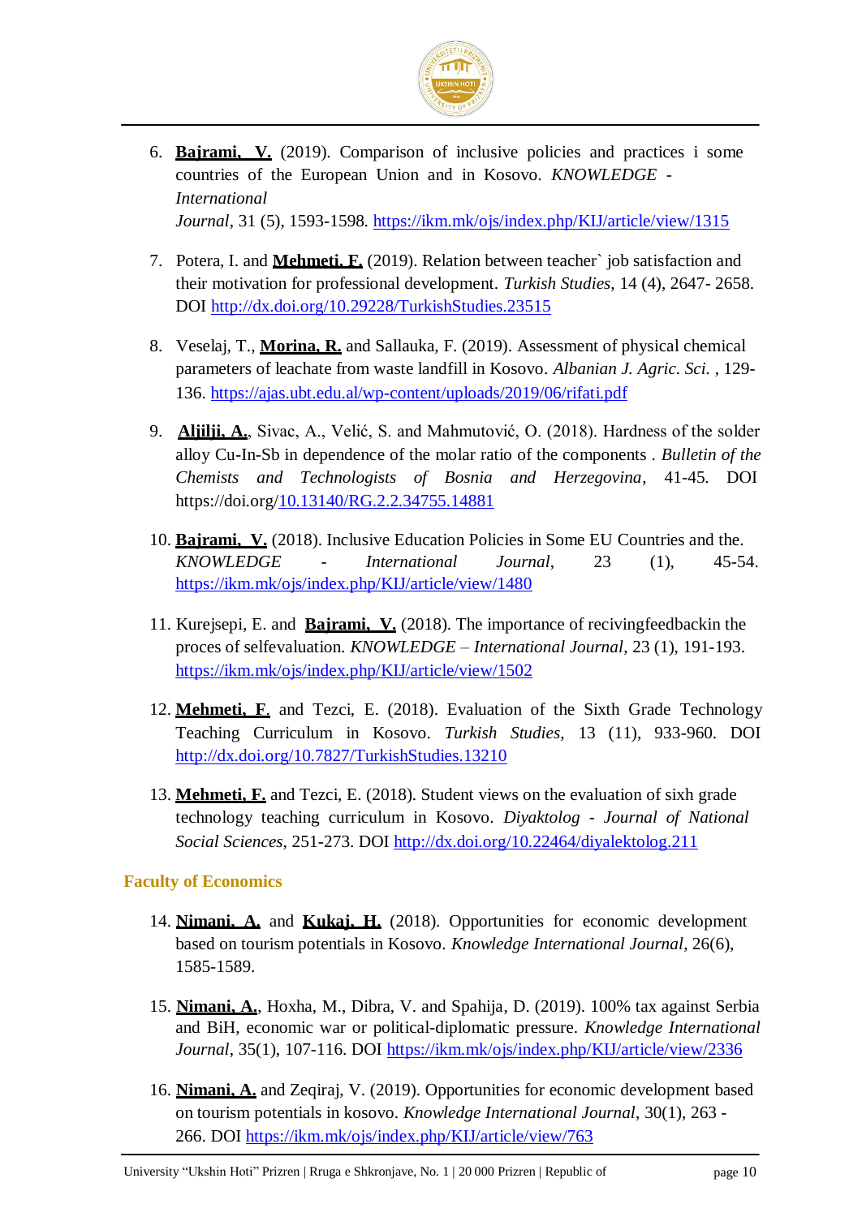6. **Bajrami, V.** (2019). Comparison of inclusive policies and practices i some countries of the European Union and in Kosovo. *KNOWLEDGE - International Journal*, 31 (5), 1593-1598. https://ikm.mk/ojs/index.php/KIJ/article/view/1315

7. Potera, I. and **Mehmeti, F.** (2019). Relation between teacher` job satisfaction and their motivation for professional development. *Turkish Studies*, 14 (4), 2647- 2658. DOI http://dx.doi.org/10.29228/TurkishStudies.23515

8. Veselaj, T., **Morina, R.** and Sallauka, F. (2019). Assessment of physical chemical parameters of leachate from waste landfill in Kosovo. *Albanian J. Agric. Sci.* , 129-136. https://ajas.ubt.edu.al/wp-content/uploads/2019/06/rifati.pdf

9. **Aljilji, A.**, Sivac, A., Velić, S. and Mahmutović, O. (2018). Hardness of the solder alloy Cu-In-Sb in dependence of the molar ratio of the components . *Bulletin of the Chemists and Technologists of Bosnia and Herzegovina*, 41-45. DOI https://doi.org/10.13140/RG.2.2.34755.14881

10. **Bajrami, V.** (2018). Inclusive Education Policies in Some EU Countries and the. *KNOWLEDGE - International Journal*, 23 (1), 45-54. https://ikm.mk/ojs/index.php/KIJ/article/view/1480

11. Kurejsepi, E. and **Bajrami, V.** (2018). The importance of recivingfeedbackin the proces of selfevaluation. *KNOWLEDGE – International Journal*, 23 (1), 191-193. https://ikm.mk/ojs/index.php/KIJ/article/view/1502

12. **Mehmeti, F.** and Tezci, E. (2018). Evaluation of the Sixth Grade Technology Teaching Curriculum in Kosovo. *Turkish Studies*, 13 (11), 933-960. DOI http://dx.doi.org/10.7827/TurkishStudies.13210

13. **Mehmeti, F.** and Tezci, E. (2018). Student views on the evaluation of sixh grade technology teaching curriculum in Kosovo. *Diyaktolog - Journal of National Social Sciences*, 251-273. DOI http://dx.doi.org/10.22464/diyalektolog.211

### Faculty of Economics

14. **Nimani, A.** and **Kukaj, H.** (2018). Opportunities for economic development based on tourism potentials in Kosovo. *Knowledge International Journal*, 26(6), 1585-1589.

15. **Nimani, A.**, Hoxha, M., Dibra, V. and Spahija, D. (2019). 100% tax against Serbia and BiH, economic war or political-diplomatic pressure. *Knowledge International Journal*, 35(1), 107-116. DOI https://ikm.mk/ojs/index.php/KIJ/article/view/2336

16. **Nimani, A.** and Zeqiraj, V. (2019). Opportunities for economic development based on tourism potentials in kosovo. *Knowledge International Journal*, 30(1), 263 - 266. DOI https://ikm.mk/ojs/index.php/KIJ/article/view/763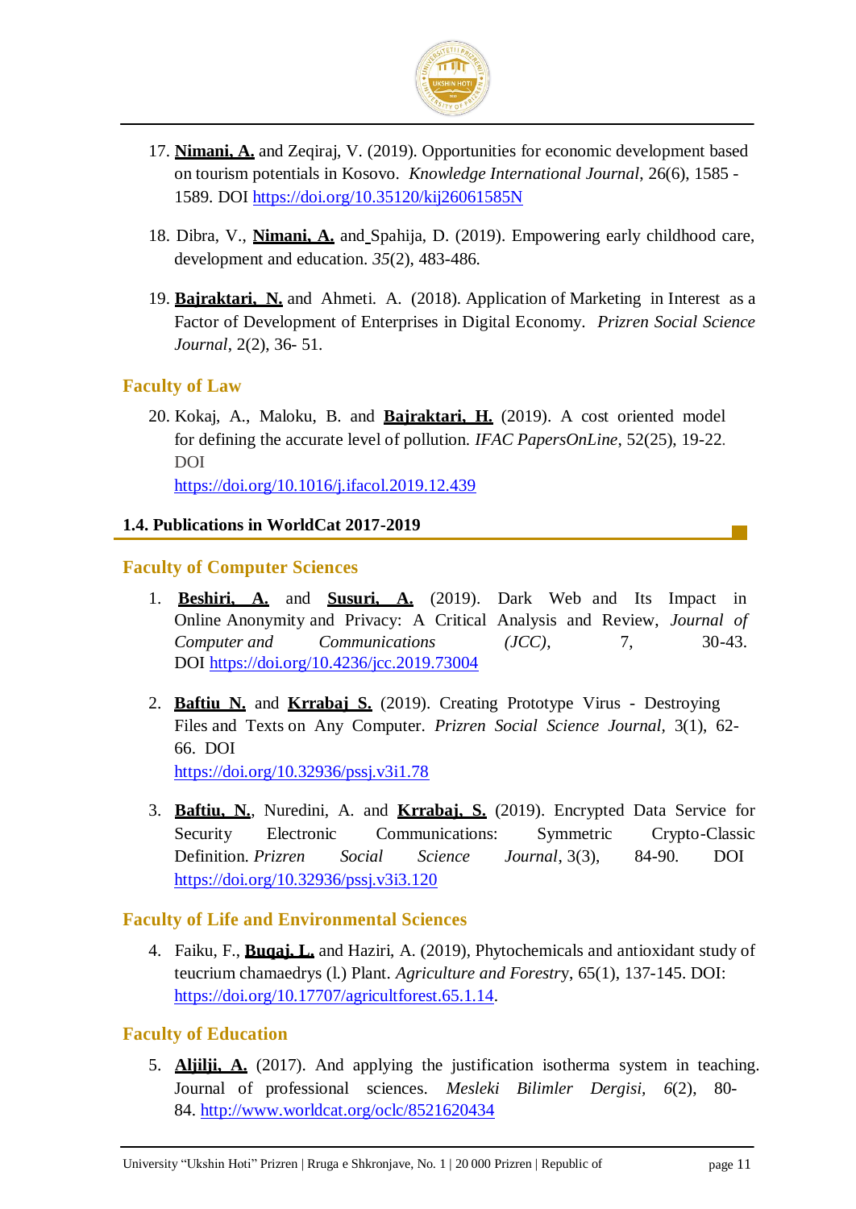17. **Nimani, A.** and Zeqiraj, V. (2019). Opportunities for economic development based on tourism potentials in Kosovo. *Knowledge International Journal*, 26(6), 1585 - 1589. DOI https://doi.org/10.35120/kij26061585N

18. Dibra, V., **Nimani, A.** and Spahija, D. (2019). Empowering early childhood care, development and education. *35*(2), 483-486.

19. **Bajraktari, N.** and Ahmeti. A. (2018). Application of Marketing in Interest as a Factor of Development of Enterprises in Digital Economy. *Prizren Social Science Journal*, 2(2), 36- 51.

### Faculty of Law

20. Kokaj, A., Maloku, B. and **Bajraktari, H.** (2019). A cost oriented model for defining the accurate level of pollution. *IFAC PapersOnLine*, 52(25), 19-22. DOI https://doi.org/10.1016/j.ifacol.2019.12.439

## 1.4. Publications in WorldCat 2017-2019

### Faculty of Computer Sciences

1. **Beshiri, A.** and **Susuri, A.** (2019). Dark Web and Its Impact in Online Anonymity and Privacy: A Critical Analysis and Review, *Journal of Computer and Communications (JCC)*, 7, 30-43. DOI https://doi.org/10.4236/jcc.2019.73004

2. **Baftiu N.** and **Krrabaj S.** (2019). Creating Prototype Virus - Destroying Files and Texts on Any Computer. *Prizren Social Science Journal*, 3(1), 62-66. DOI https://doi.org/10.32936/pssj.v3i1.78

3. **Baftiu, N.**, Nuredini, A. and **Krrabaj, S.** (2019). Encrypted Data Service for Security Electronic Communications: Symmetric Crypto-Classic Definition. *Prizren Social Science Journal*, 3(3), 84-90. DOI https://doi.org/10.32936/pssj.v3i3.120

### Faculty of Life and Environmental Sciences

4. Faiku, F., **Buqaj, L.** and Haziri, A. (2019), Phytochemicals and antioxidant study of teucrium chamaedrys (l.) Plant. *Agriculture and Forestry*, 65(1), 137-145. DOI: https://doi.org/10.17707/agricultforest.65.1.14.

### Faculty of Education

5. **Aljilji, A.** (2017). And applying the justification isotherma system in teaching. Journal of professional sciences. *Mesleki Bilimler Dergisi*, *6*(2), 80-84. http://www.worldcat.org/oclc/8521620434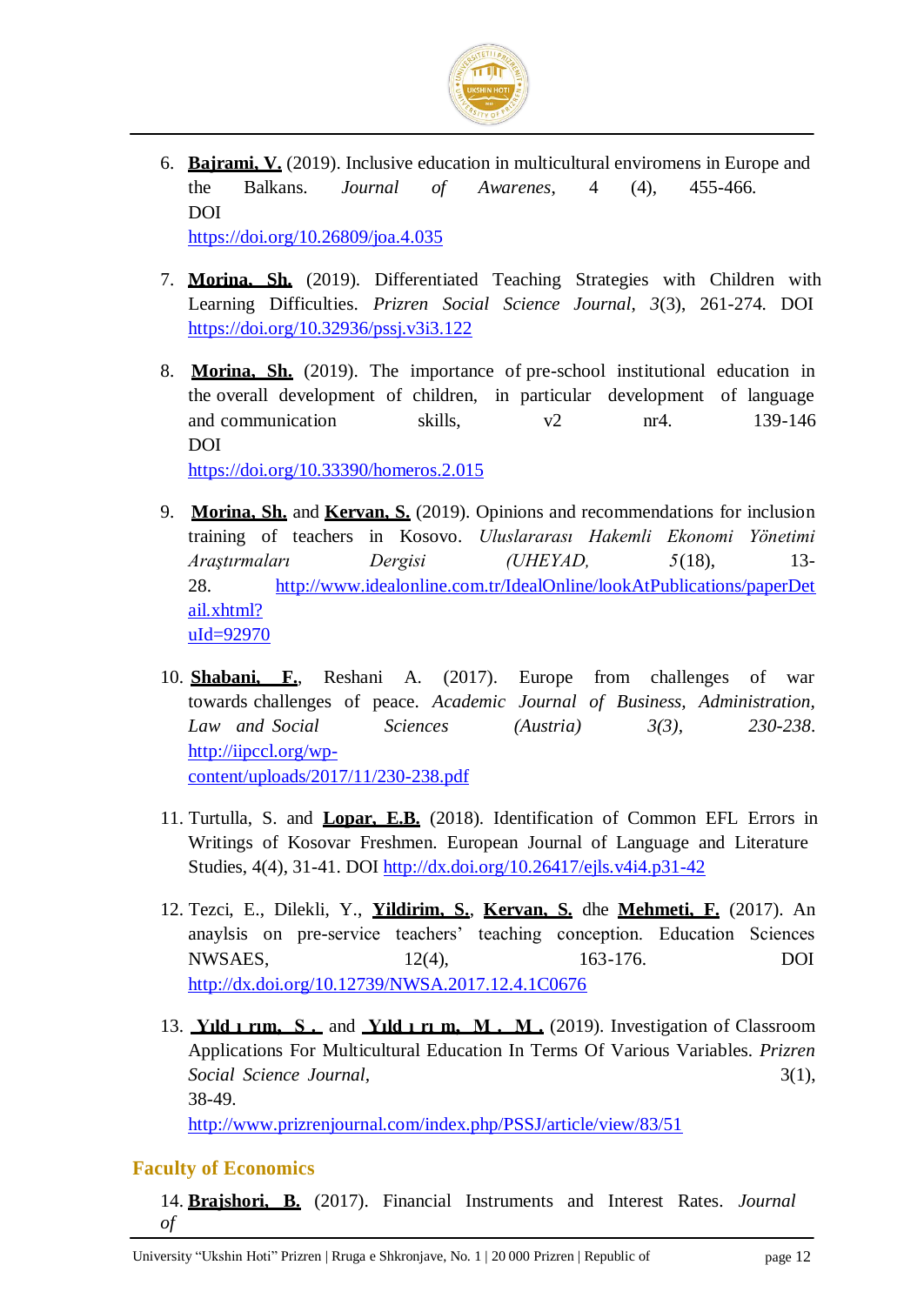6. **Bajrami, V.** (2019). Inclusive education in multicultural enviromens in Europe and the Balkans. *Journal of Awarenes*, 4 (4), 455-466. DOI https://doi.org/10.26809/joa.4.035

7. **Morina, Sh.** (2019). Differentiated Teaching Strategies with Children with Learning Difficulties. *Prizren Social Science Journal*, *3*(3), 261-274. DOI https://doi.org/10.32936/pssj.v3i3.122

8. **Morina, Sh.** (2019). The importance of pre-school institutional education in the overall development of children, in particular development of language and communication skills, v2 nr4. 139-146 DOI https://doi.org/10.33390/homeros.2.015

9. **Morina, Sh.** and **Kervan, S.** (2019). Opinions and recommendations for inclusion training of teachers in Kosovo. *Uluslararası Hakemli Ekonomi Yönetimi Araştırmaları Dergisi (UHEYAD, 5*(18), 13-28. http://www.idealonline.com.tr/IdealOnline/lookAtPublications/paperDetail.xhtml?uId=92970

10. **Shabani, F.**, Reshani A. (2017). Europe from challenges of war towards challenges of peace. *Academic Journal of Business, Administration, Law and Social Sciences (Austria) 3(3), 230-238.* http://iipccl.org/wp-content/uploads/2017/11/230-238.pdf

11. Turtulla, S. and **Lopar, E.B.** (2018). Identification of Common EFL Errors in Writings of Kosovar Freshmen. European Journal of Language and Literature Studies, 4(4), 31-41. DOI http://dx.doi.org/10.26417/ejls.v4i4.p31-42

12. Tezci, E., Dilekli, Y., **Yildirim, S.**, **Kervan, S.** dhe **Mehmeti, F.** (2017). An anaylsis on pre-service teachers' teaching conception. Education Sciences NWSAES, 12(4), 163-176. DOI http://dx.doi.org/10.12739/NWSA.2017.12.4.1C0676

13. **Yıldırım, S.** and **Yıldırım, M. M.** (2019). Investigation of Classroom Applications For Multicultural Education In Terms Of Various Variables. *Prizren Social Science Journal,* 3(1), 38-49. http://www.prizrenjournal.com/index.php/PSSJ/article/view/83/51

## Faculty of Economics

14. **Brajshori, B.** (2017). Financial Instruments and Interest Rates. *Journal of*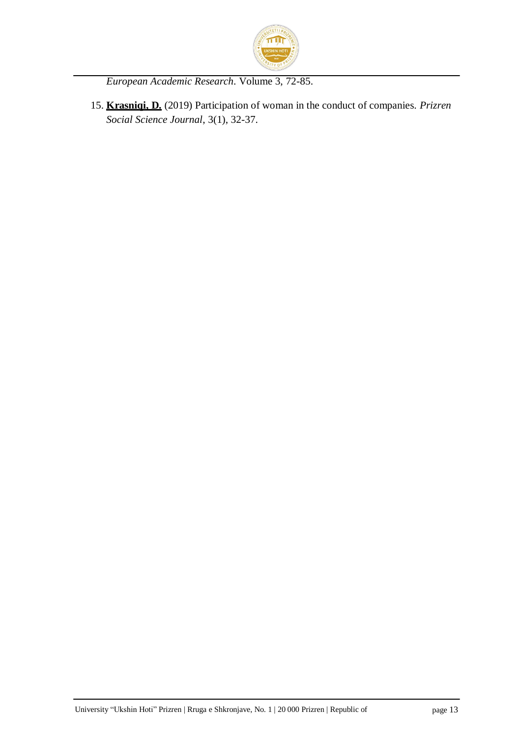*European Academic Research*. Volume 3, 72-85.

15. **<u>Krasniqi, D.</u>** (2019) Participation of woman in the conduct of companies. *Prizren Social Science Journal*, 3(1), 32-37.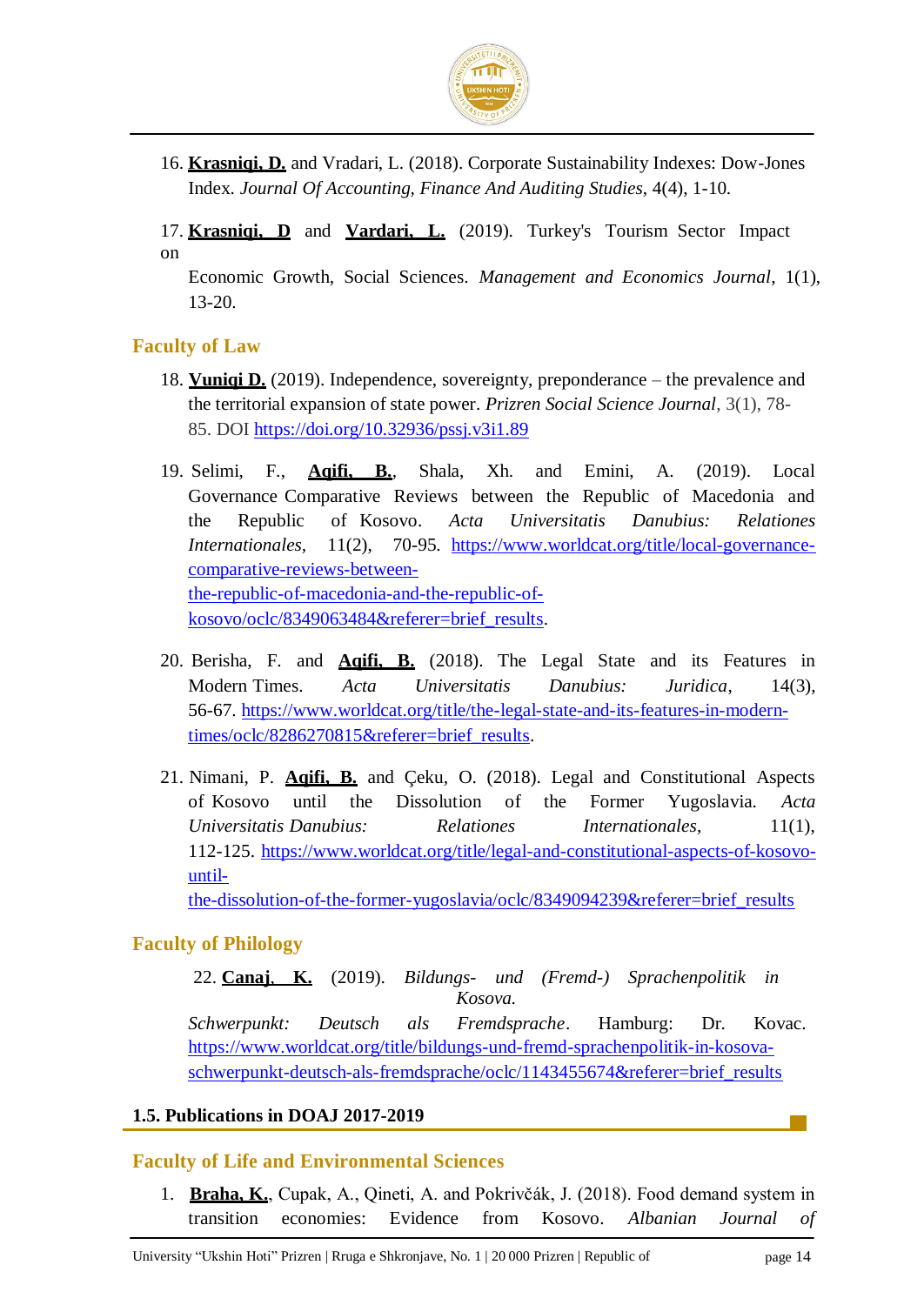16. **Krasniqi, D.** and Vradari, L. (2018). Corporate Sustainability Indexes: Dow-Jones Index. *Journal Of Accounting, Finance And Auditing Studies*, 4(4), 1-10.

17. **Krasniqi, D** and **Vardari, L.** (2019). Turkey's Tourism Sector Impact on Economic Growth, Social Sciences. *Management and Economics Journal*, 1(1), 13-20.

## Faculty of Law

18. **Vuniqi D.** (2019). Independence, sovereignty, preponderance – the prevalence and the territorial expansion of state power. *Prizren Social Science Journal*, 3(1), 78-85. DOI https://doi.org/10.32936/pssj.v3i1.89

19. Selimi, F., **Aqifi, B.**, Shala, Xh. and Emini, A. (2019). Local Governance Comparative Reviews between the Republic of Macedonia and the Republic of Kosovo. *Acta Universitatis Danubius: Relationes Internationales*, 11(2), 70-95. https://www.worldcat.org/title/local-governance-comparative-reviews-between-the-republic-of-macedonia-and-the-republic-of-kosovo/oclc/8349063484&referer=brief_results.

20. Berisha, F. and **Aqifi, B.** (2018). The Legal State and its Features in Modern Times. *Acta Universitatis Danubius: Juridica*, 14(3), 56-67. https://www.worldcat.org/title/the-legal-state-and-its-features-in-modern-times/oclc/8286270815&referer=brief_results.

21. Nimani, P. **Aqifi, B.** and Çeku, O. (2018). Legal and Constitutional Aspects of Kosovo until the Dissolution of the Former Yugoslavia. *Acta Universitatis Danubius: Relationes Internationales*, 11(1), 112-125. https://www.worldcat.org/title/legal-and-constitutional-aspects-of-kosovo-until-the-dissolution-of-the-former-yugoslavia/oclc/8349094239&referer=brief_results

## Faculty of Philology

22. **Canaj, K.** (2019). *Bildungs- und (Fremd-) Sprachenpolitik in Kosova. Schwerpunkt: Deutsch als Fremdsprache*. Hamburg: Dr. Kovac. https://www.worldcat.org/title/bildungs-und-fremd-sprachenpolitik-in-kosova-schwerpunkt-deutsch-als-fremdsprache/oclc/1143455674&referer=brief_results

### 1.5. Publications in DOAJ 2017-2019

## Faculty of Life and Environmental Sciences

1. **Braha, K.**, Cupak, A., Qineti, A. and Pokrivčák, J. (2018). Food demand system in transition economies: Evidence from Kosovo. *Albanian Journal of*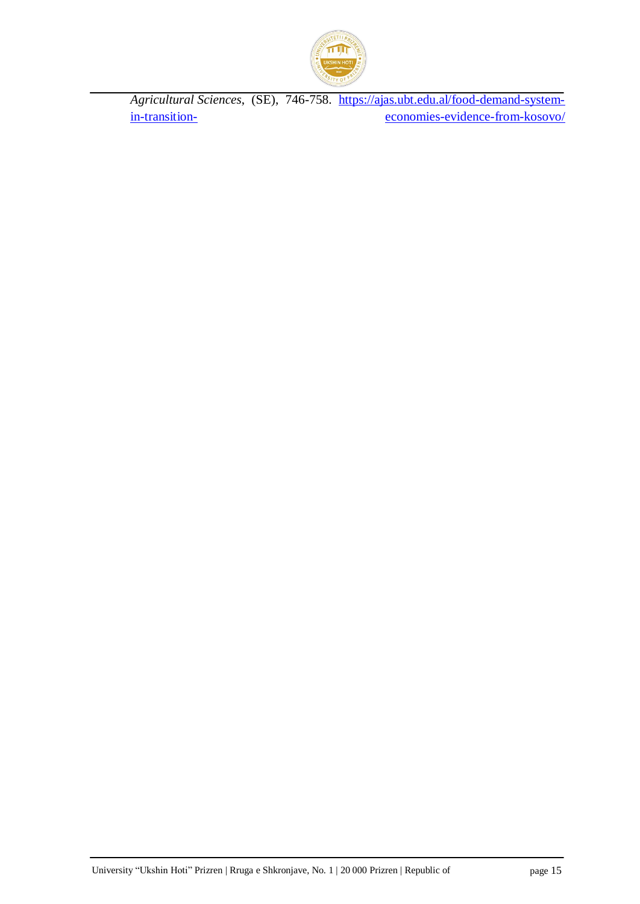*Agricultural Sciences*, (SE), 746-758. https://ajas.ubt.edu.al/food-demand-system-in-transition-economies-evidence-from-kosovo/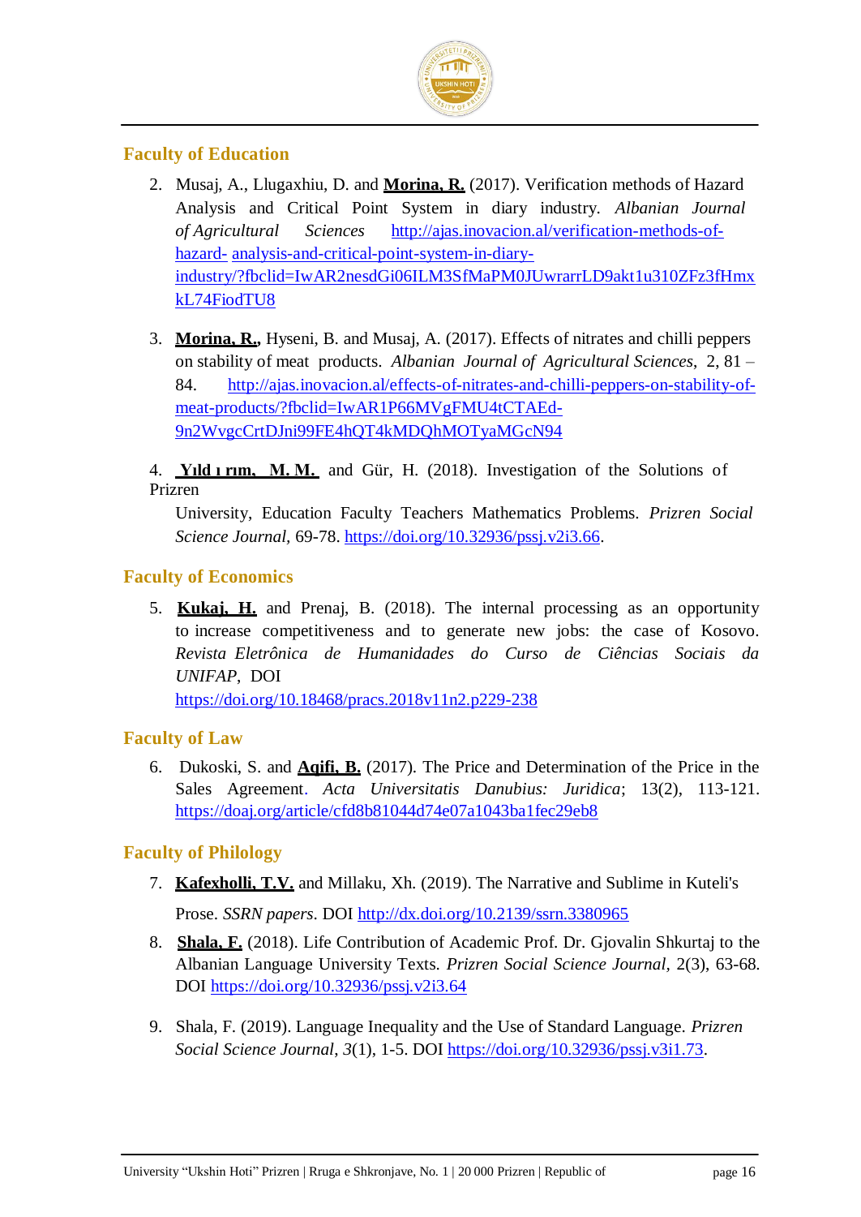## Faculty of Education

2. Musaj, A., Llugaxhiu, D. and **Morina, R.** (2017). Verification methods of Hazard Analysis and Critical Point System in diary industry. *Albanian Journal of Agricultural Sciences* http://ajas.inovacion.al/verification-methods-of-hazard- analysis-and-critical-point-system-in-diary-industry/?fbclid=IwAR2nesdGi06ILM3SfMaPM0JUwrarrLD9akt1u310ZFz3fHmxkL74FiodTU8

3. **Morina, R.**, Hyseni, B. and Musaj, A. (2017). Effects of nitrates and chilli peppers on stability of meat products. *Albanian Journal of Agricultural Sciences*, 2, 81 – 84. http://ajas.inovacion.al/effects-of-nitrates-and-chilli-peppers-on-stability-of-meat-products/?fbclid=IwAR1P66MVgFMU4tCTAEd-9n2WvgcCrtDJni99FE4hQT4kMDQhMOTyaMGcN94

4. **Yıld ı rım, M. M.** and Gür, H. (2018). Investigation of the Solutions of Prizren University, Education Faculty Teachers Mathematics Problems. *Prizren Social Science Journal*, 69-78. https://doi.org/10.32936/pssj.v2i3.66.

## Faculty of Economics

5. **Kukaj, H.** and Prenaj, B. (2018). The internal processing as an opportunity to increase competitiveness and to generate new jobs: the case of Kosovo. *Revista Eletrônica de Humanidades do Curso de Ciências Sociais da UNIFAP*, DOI https://doi.org/10.18468/pracs.2018v11n2.p229-238

## Faculty of Law

6. Dukoski, S. and **Aqifi, B.** (2017). The Price and Determination of the Price in the Sales Agreement. *Acta Universitatis Danubius: Juridica*; 13(2), 113-121. https://doaj.org/article/cfd8b81044d74e07a1043ba1fec29eb8

## Faculty of Philology

7. **Kafexholli, T.V.** and Millaku, Xh. (2019). The Narrative and Sublime in Kuteli's Prose. *SSRN papers*. DOI http://dx.doi.org/10.2139/ssrn.3380965

8. **Shala, F.** (2018). Life Contribution of Academic Prof. Dr. Gjovalin Shkurtaj to the Albanian Language University Texts. *Prizren Social Science Journal*, 2(3), 63-68. DOI https://doi.org/10.32936/pssj.v2i3.64

9. Shala, F. (2019). Language Inequality and the Use of Standard Language. *Prizren Social Science Journal*, *3*(1), 1-5. DOI https://doi.org/10.32936/pssj.v3i1.73.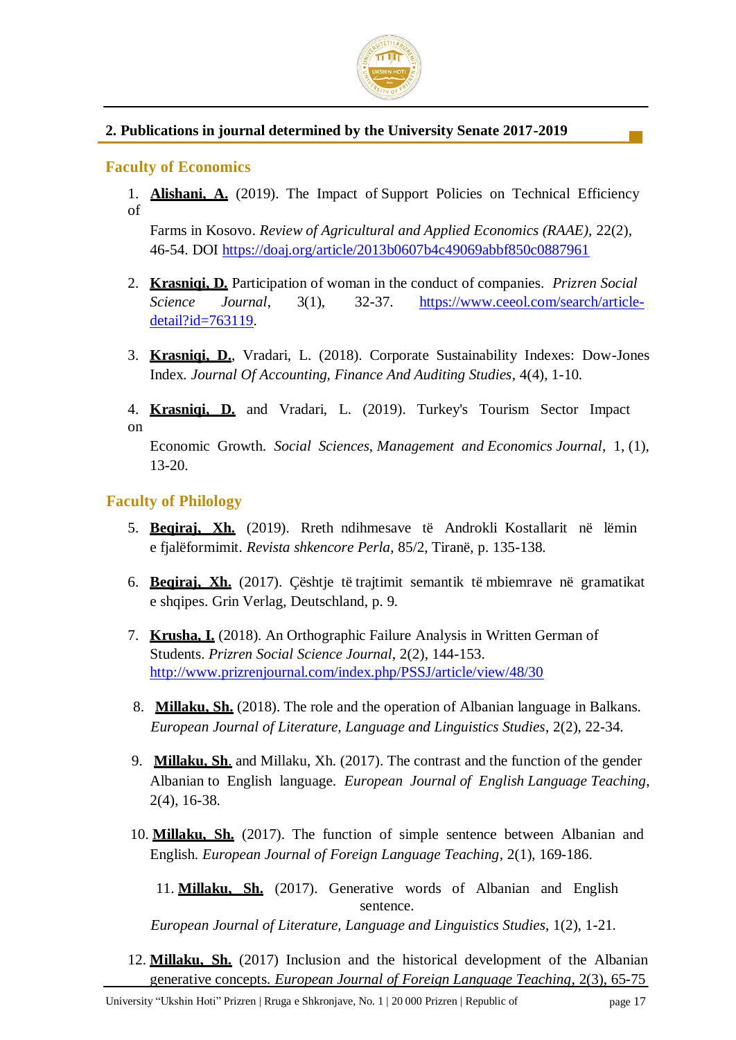## 2. Publications in journal determined by the University Senate 2017-2019

### Faculty of Economics

1. **Alishani, A.** (2019). The Impact of Support Policies on Technical Efficiency of Farms in Kosovo. *Review of Agricultural and Applied Economics (RAAE)*, 22(2), 46-54. DOI https://doaj.org/article/2013b0607b4c49069abbf850c0887961

2. **Krasniqi, D.** Participation of woman in the conduct of companies. *Prizren Social Science Journal*, 3(1), 32-37. https://www.ceeol.com/search/article-detail?id=763119.

3. **Krasniqi, D.**, Vradari, L. (2018). Corporate Sustainability Indexes: Dow-Jones Index. *Journal Of Accounting, Finance And Auditing Studies*, 4(4), 1-10.

4. **Krasniqi, D.** and Vradari, L. (2019). Turkey's Tourism Sector Impact on Economic Growth. *Social Sciences, Management and Economics Journal*, 1, (1), 13-20.

### Faculty of Philology

5. **Beqiraj, Xh.** (2019). Rreth ndihmesave të Androkli Kostallarit në lëmin e fjalëformimit. *Revista shkencore Perla*, 85/2, Tiranë, p. 135-138.

6. **Beqiraj, Xh.** (2017). Çështje të trajtimit semantik të mbiemrave në gramatikat e shqipes. Grin Verlag, Deutschland, p. 9.

7. **Krusha, I.** (2018). An Orthographic Failure Analysis in Written German of Students. *Prizren Social Science Journal*, 2(2), 144-153. http://www.prizrenjournal.com/index.php/PSSJ/article/view/48/30

8. **Millaku, Sh.** (2018). The role and the operation of Albanian language in Balkans. *European Journal of Literature, Language and Linguistics Studies*, 2(2), 22-34.

9. **Millaku, Sh**. and Millaku, Xh. (2017). The contrast and the function of the gender Albanian to English language. *European Journal of English Language Teaching*, 2(4), 16-38.

10. **Millaku, Sh.** (2017). The function of simple sentence between Albanian and English. *European Journal of Foreign Language Teaching*, 2(1), 169-186.

11. **Millaku, Sh.** (2017). Generative words of Albanian and English sentence. *European Journal of Literature, Language and Linguistics Studies*, 1(2), 1-21.

12. **Millaku, Sh.** (2017) Inclusion and the historical development of the Albanian generative concepts. *European Journal of Foreign Language Teaching*, 2(3), 65-75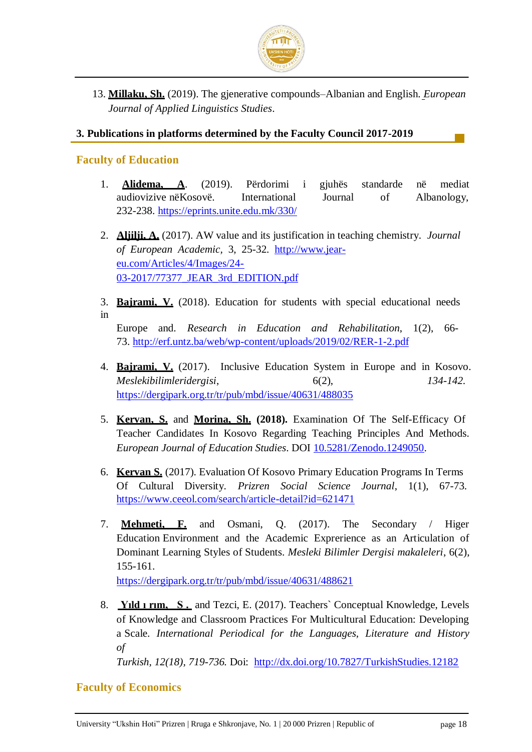13. **Millaku, Sh.** (2019). The gjenerative compounds–Albanian and English. *European Journal of Applied Linguistics Studies*.

### 3. Publications in platforms determined by the Faculty Council 2017-2019

## Faculty of Education

1. **Alidema, A**. (2019). Përdorimi i gjuhës standarde në mediat audiovizive nëKosovë. International Journal of Albanology, 232-238. https://eprints.unite.edu.mk/330/

2. **Aljilji, A.** (2017). AW value and its justification in teaching chemistry. *Journal of European Academic*, 3, 25-32. http://www.jear-eu.com/Articles/4/Images/24-03-2017/77377_JEAR_3rd_EDITION.pdf

3. **Bajrami, V.** (2018). Education for students with special educational needs in Europe and. *Research in Education and Rehabilitation*, 1(2), 66-73. http://erf.untz.ba/web/wp-content/uploads/2019/02/RER-1-2.pdf

4. **Bajrami, V.** (2017). Inclusive Education System in Europe and in Kosovo. *Meslekibilimleridergisi*, 6(2), *134-142.* https://dergipark.org.tr/tr/pub/mbd/issue/40631/488035

5. **Kervan, S.** and **Morina, Sh.** **(2018).** Examination Of The Self-Efficacy Of Teacher Candidates In Kosovo Regarding Teaching Principles And Methods. *European Journal of Education Studies*. DOI 10.5281/Zenodo.1249050.

6. **Kervan S.** (2017). Evaluation Of Kosovo Primary Education Programs In Terms Of Cultural Diversity. *Prizren Social Science Journal*, 1(1), 67-73. https://www.ceeol.com/search/article-detail?id=621471

7. **Mehmeti, F.** and Osmani, Q. (2017). The Secondary / Higer Education Environment and the Academic Exprerience as an Articulation of Dominant Learning Styles of Students. *Mesleki Bilimler Dergisi makaleleri*, 6(2), 155-161. https://dergipark.org.tr/tr/pub/mbd/issue/40631/488621

8. **Yıld ı rım, S .** and Tezci, E. (2017). Teachers` Conceptual Knowledge, Levels of Knowledge and Classroom Practices For Multicultural Education: Developing a Scale. *International Periodical for the Languages, Literature and History of Turkish, 12(18), 719-736.* Doi: http://dx.doi.org/10.7827/TurkishStudies.12182

## Faculty of Economics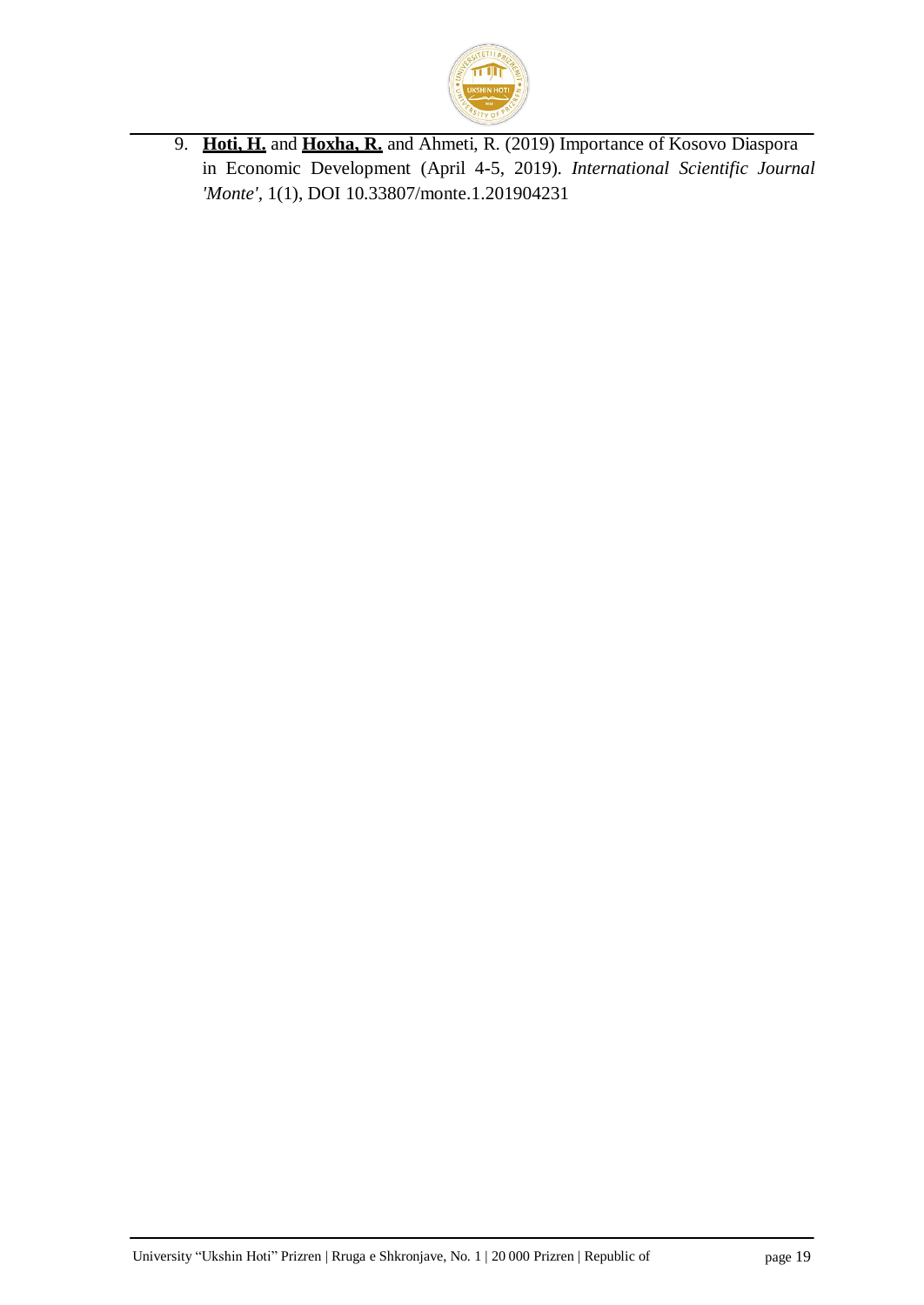9. **Hoti, H.** and **Hoxha, R.** and Ahmeti, R. (2019) Importance of Kosovo Diaspora in Economic Development (April 4-5, 2019). *International Scientific Journal 'Monte'*, 1(1), DOI 10.33807/monte.1.201904231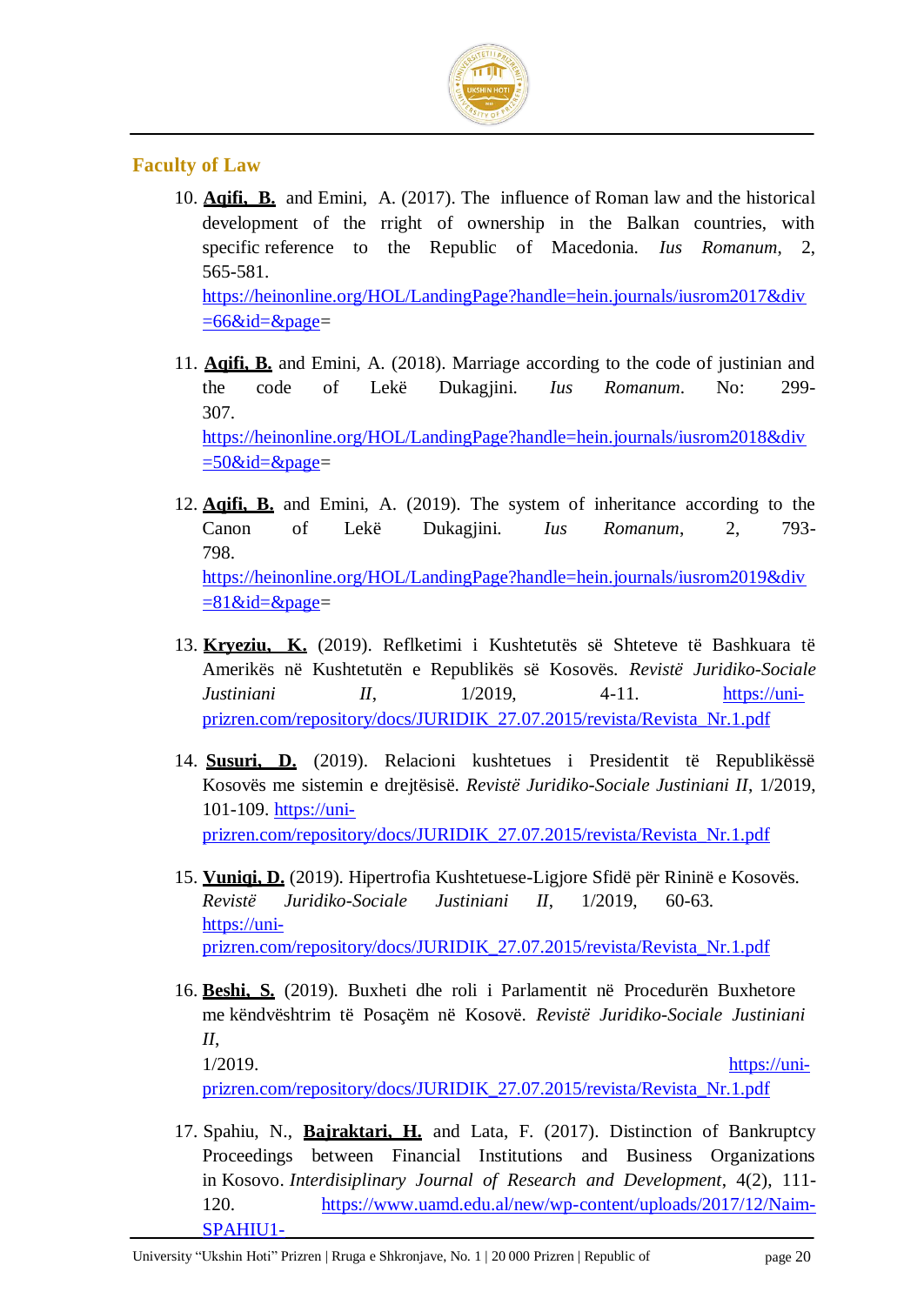## Faculty of Law

10. **Aqifi, B.** and Emini, A. (2017). The influence of Roman law and the historical development of the rright of ownership in the Balkan countries, with specific reference to the Republic of Macedonia. *Ius Romanum*, 2, 565-581. https://heinonline.org/HOL/LandingPage?handle=hein.journals/iusrom2017&div=66&id=&page=

11. **Aqifi, B.** and Emini, A. (2018). Marriage according to the code of justinian and the code of Lekë Dukagjini. *Ius Romanum*. No: 299-307. https://heinonline.org/HOL/LandingPage?handle=hein.journals/iusrom2018&div=50&id=&page=

12. **Aqifi, B.** and Emini, A. (2019). The system of inheritance according to the Canon of Lekë Dukagjini. *Ius Romanum*, 2, 793-798. https://heinonline.org/HOL/LandingPage?handle=hein.journals/iusrom2019&div=81&id=&page=

13. **Kryeziu, K.** (2019). Reflketimi i Kushtetutës së Shteteve të Bashkuara të Amerikës në Kushtetutën e Republikës së Kosovës. *Revistë Juridiko-Sociale Justiniani II*, 1/2019, 4-11. https://uni-prizren.com/repository/docs/JURIDIK_27.07.2015/revista/Revista_Nr.1.pdf

14. **Susuri, D.** (2019). Relacioni kushtetues i Presidentit të Republikëssë Kosovës me sistemin e drejtësisë. *Revistë Juridiko-Sociale Justiniani II*, 1/2019, 101-109. https://uni-prizren.com/repository/docs/JURIDIK_27.07.2015/revista/Revista_Nr.1.pdf

15. **Vuniqi, D.** (2019). Hipertrofia Kushtetuese-Ligjore Sfidë për Rininë e Kosovës. *Revistë Juridiko-Sociale Justiniani II*, 1/2019, 60-63. https://uni-prizren.com/repository/docs/JURIDIK_27.07.2015/revista/Revista_Nr.1.pdf

16. **Beshi, S.** (2019). Buxheti dhe roli i Parlamentit në Procedurën Buxhetore me këndvështrim të Posaçëm në Kosovë. *Revistë Juridiko-Sociale Justiniani II*, 1/2019. https://uni-prizren.com/repository/docs/JURIDIK_27.07.2015/revista/Revista_Nr.1.pdf

17. Spahiu, N., **Bajraktari, H.** and Lata, F. (2017). Distinction of Bankruptcy Proceedings between Financial Institutions and Business Organizations in Kosovo. *Interdisiplinary Journal of Research and Development*, 4(2), 111-120. https://www.uamd.edu.al/new/wp-content/uploads/2017/12/Naim-SPAHIU1-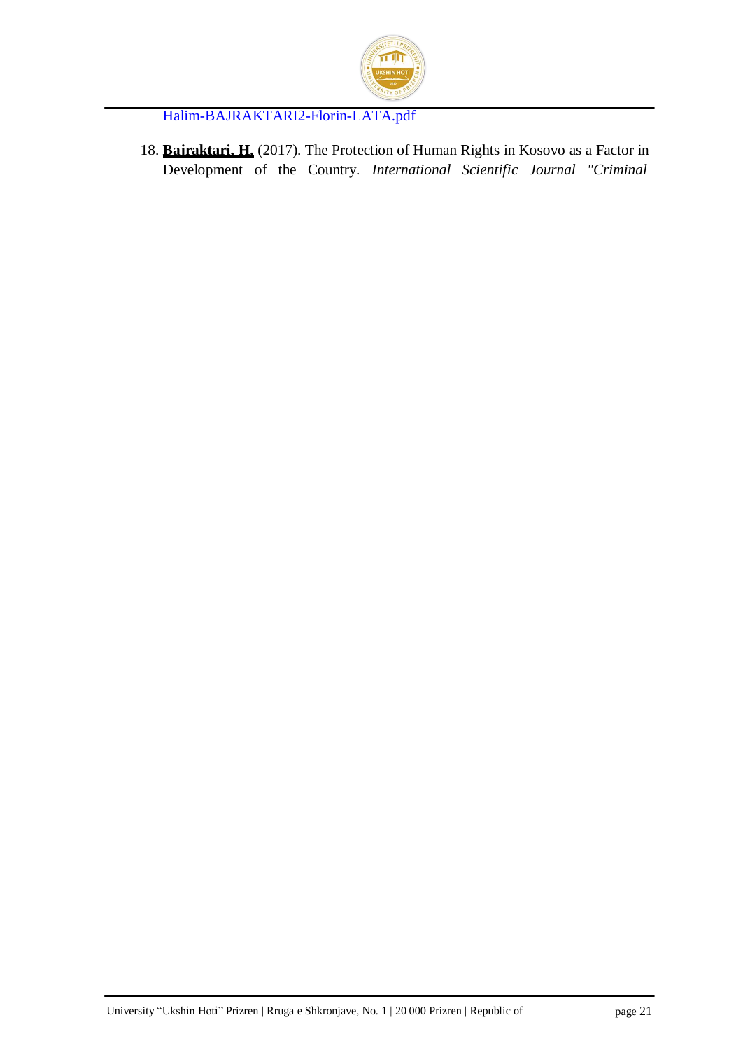[Halim-BAJRAKTARI2-Florin-LATA.pdf]

18. **Bajraktari, H.** (2017). The Protection of Human Rights in Kosovo as a Factor in Development of the Country. *International Scientific Journal "Criminal*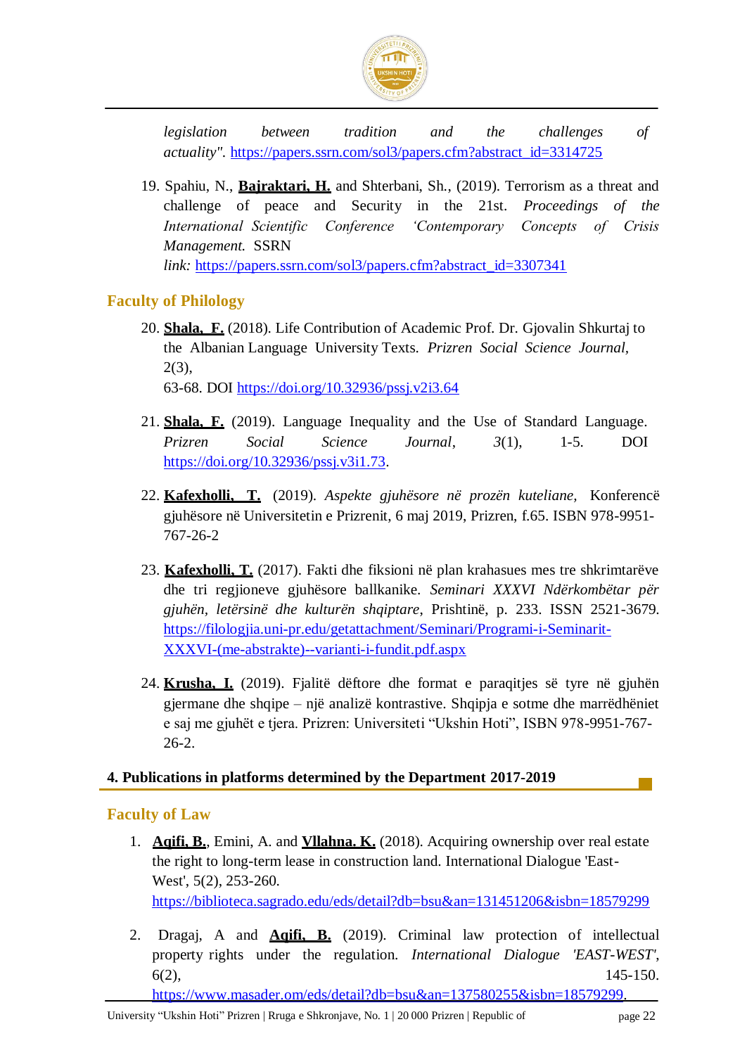*legislation between tradition and the challenges of actuality".* https://papers.ssrn.com/sol3/papers.cfm?abstract_id=3314725

19. Spahiu, N., **Bajraktari, H.** and Shterbani, Sh., (2019). Terrorism as a threat and challenge of peace and Security in the 21st. *Proceedings of the International Scientific Conference 'Contemporary Concepts of Crisis Management.* SSRN *link:* https://papers.ssrn.com/sol3/papers.cfm?abstract_id=3307341

### Faculty of Philology

20. **Shala, F.** (2018). Life Contribution of Academic Prof. Dr. Gjovalin Shkurtaj to the Albanian Language University Texts. *Prizren Social Science Journal,* 2(3), 63-68. DOI https://doi.org/10.32936/pssj.v2i3.64

21. **Shala, F.** (2019). Language Inequality and the Use of Standard Language. *Prizren Social Science Journal*, *3*(1), 1-5. DOI https://doi.org/10.32936/pssj.v3i1.73.

22. **Kafexholli, T.** (2019). *Aspekte gjuhësore në prozën kuteliane,* Konferencë gjuhësore në Universitetin e Prizrenit, 6 maj 2019, Prizren, f.65. ISBN 978-9951-767-26-2

23. **Kafexholli, T.** (2017). Fakti dhe fiksioni në plan krahasues mes tre shkrimtarëve dhe tri regjioneve gjuhësore ballkanike. *Seminari XXXVI Ndërkombëtar për gjuhën, letërsinë dhe kulturën shqiptare*, Prishtinë, p. 233. ISSN 2521-3679. https://filologjia.uni-pr.edu/getattachment/Seminari/Programi-i-Seminarit-XXXVI-(me-abstrakte)--varianti-i-fundit.pdf.aspx

24. **Krusha, I.** (2019). Fjalitë dëftore dhe format e paraqitjes së tyre në gjuhën gjermane dhe shqipe – një analizë kontrastive. Shqipja e sotme dhe marrëdhëniet e saj me gjuhët e tjera. Prizren: Universiteti "Ukshin Hoti", ISBN 978-9951-767-26-2.

## 4. Publications in platforms determined by the Department 2017-2019

### Faculty of Law

1. **Aqifi, B.**, Emini, A. and **Vllahna. K.** (2018). Acquiring ownership over real estate the right to long-term lease in construction land. International Dialogue 'East-West', 5(2), 253-260. https://biblioteca.sagrado.edu/eds/detail?db=bsu&an=131451206&isbn=18579299

2. Dragaj, A and **Aqifi, B.** (2019). Criminal law protection of intellectual property rights under the regulation. *International Dialogue 'EAST-WEST'*, 6(2), 145-150. https://www.masader.om/eds/detail?db=bsu&an=137580255&isbn=18579299.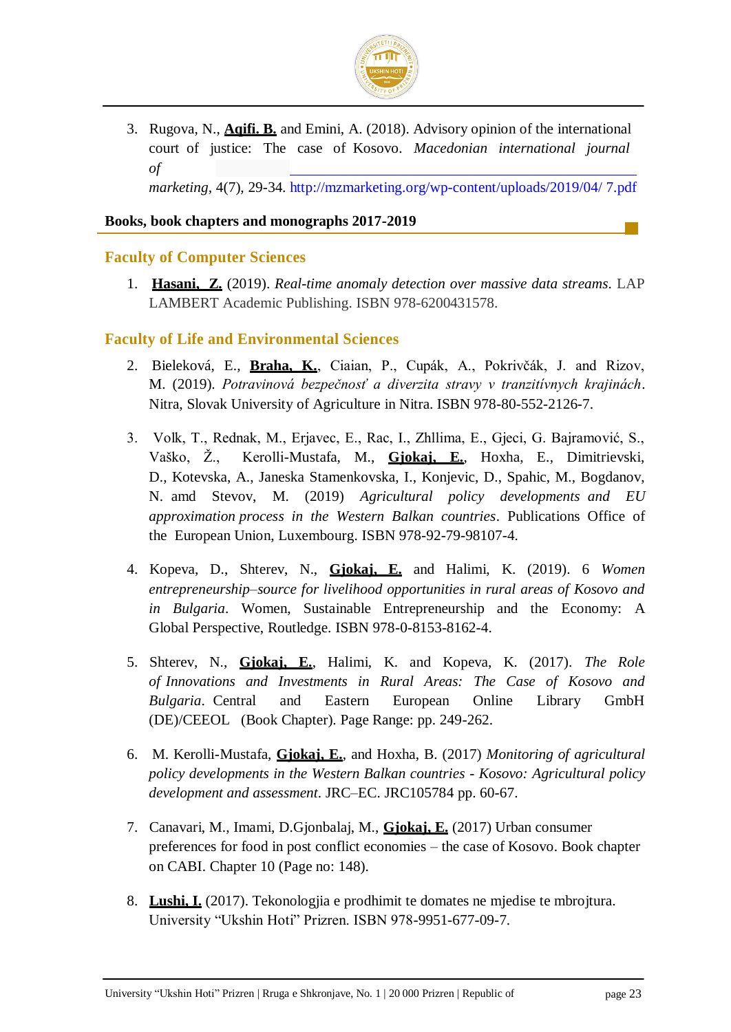3. Rugova, N., **Aqifi, B.** and Emini, A. (2018). Advisory opinion of the international court of justice: The case of Kosovo. *Macedonian international journal of marketing*, 4(7), 29-34. http://mzmarketing.org/wp-content/uploads/2019/04/ 7.pdf

**Books, book chapters and monographs 2017-2019**

## Faculty of Computer Sciences

1. **Hasani, Z.** (2019). *Real-time anomaly detection over massive data streams*. LAP LAMBERT Academic Publishing. ISBN 978-6200431578.

## Faculty of Life and Environmental Sciences

2. Bieleková, E., **Braha, K.**, Ciaian, P., Cupák, A., Pokrivčák, J. and Rizov, M. (2019). *Potravinová bezpečnosť a diverzita stravy v tranzitívnych krajinách*. Nitra, Slovak University of Agriculture in Nitra. ISBN 978-80-552-2126-7.

3. Volk, T., Rednak, M., Erjavec, E., Rac, I., Zhllima, E., Gjeci, G. Bajramović, S., Vaško, Ž., Kerolli-Mustafa, M., **Gjokaj, E.**, Hoxha, E., Dimitrievski, D., Kotevska, A., Janeska Stamenkovska, I., Konjevic, D., Spahic, M., Bogdanov, N. amd Stevov, M. (2019) *Agricultural policy developments and EU approximation process in the Western Balkan countries*. Publications Office of the European Union, Luxembourg. ISBN 978-92-79-98107-4.

4. Kopeva, D., Shterev, N., **Gjokaj, E.** and Halimi, K. (2019). 6 *Women entrepreneurship–source for livelihood opportunities in rural areas of Kosovo and in Bulgaria*. Women, Sustainable Entrepreneurship and the Economy: A Global Perspective, Routledge. ISBN 978-0-8153-8162-4.

5. Shterev, N., **Gjokaj, E.**, Halimi, K. and Kopeva, K. (2017). *The Role of Innovations and Investments in Rural Areas: The Case of Kosovo and Bulgaria*. Central and Eastern European Online Library GmbH (DE)/CEEOL (Book Chapter). Page Range: pp. 249-262.

6. M. Kerolli-Mustafa, **Gjokaj, E.**, and Hoxha, B. (2017) *Monitoring of agricultural policy developments in the Western Balkan countries - Kosovo: Agricultural policy development and assessment*. JRC–EC. JRC105784 pp. 60-67.

7. Canavari, M., Imami, D.Gjonbalaj, M., **Gjokaj, E.** (2017) Urban consumer preferences for food in post conflict economies – the case of Kosovo. Book chapter on CABI. Chapter 10 (Page no: 148).

8. **Lushi, I.** (2017). Tekonologjia e prodhimit te domates ne mjedise te mbrojtura. University "Ukshin Hoti" Prizren. ISBN 978-9951-677-09-7.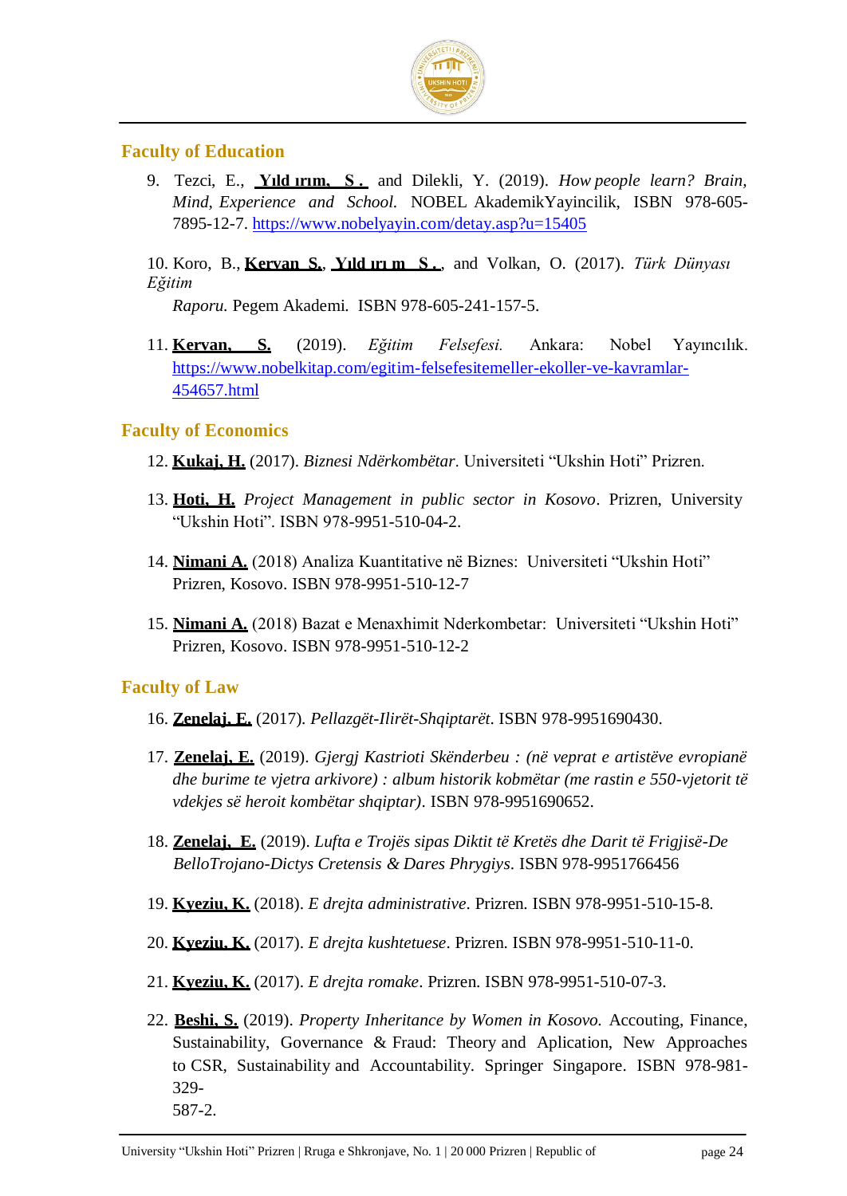## Faculty of Education

9. Tezci, E., **Yıldırım, S.** and Dilekli, Y. (2019). *How people learn? Brain, Mind, Experience and School.* NOBEL AkademikYayincilik, ISBN 978-605-7895-12-7. https://www.nobelyayin.com/detay.asp?u=15405

10. Koro, B., **Kervan S.**, **Yıldırım S.**, and Volkan, O. (2017). *Türk Dünyası Eğitim Raporu.* Pegem Akademi. ISBN 978-605-241-157-5.

11. **Kervan, S.** (2019). *Eğitim Felsefesi.* Ankara: Nobel Yayıncılık. https://www.nobelkitap.com/egitim-felsefesitemeller-ekoller-ve-kavramlar-454657.html

## Faculty of Economics

12. **Kukaj, H.** (2017). *Biznesi Ndërkombëtar*. Universiteti "Ukshin Hoti" Prizren.

13. **Hoti, H.** *Project Management in public sector in Kosovo*. Prizren, University "Ukshin Hoti". ISBN 978-9951-510-04-2.

14. **Nimani A.** (2018) Analiza Kuantitative në Biznes: Universiteti "Ukshin Hoti" Prizren, Kosovo. ISBN 978-9951-510-12-7

15. **Nimani A.** (2018) Bazat e Menaxhimit Nderkombetar: Universiteti "Ukshin Hoti" Prizren, Kosovo. ISBN 978-9951-510-12-2

## Faculty of Law

16. **Zenelaj, E.** (2017). *Pellazgët-Ilirët-Shqiptarët*. ISBN 978-9951690430.

17. **Zenelaj, E.** (2019). *Gjergj Kastrioti Skënderbeu : (në veprat e artistëve evropianë dhe burime te vjetra arkivore) : album historik kobmëtar (me rastin e 550-vjetorit të vdekjes së heroit kombëtar shqiptar)*. ISBN 978-9951690652.

18. **Zenelaj, E.** (2019). *Lufta e Trojës sipas Diktit të Kretës dhe Darit të Frigjisë-De BelloTrojano-Dictys Cretensis & Dares Phrygiys*. ISBN 978-9951766456

19. **Kyeziu, K.** (2018). *E drejta administrative*. Prizren. ISBN 978-9951-510-15-8.

20. **Kyeziu, K.** (2017). *E drejta kushtetuese*. Prizren. ISBN 978-9951-510-11-0.

21. **Kyeziu, K.** (2017). *E drejta romake*. Prizren. ISBN 978-9951-510-07-3.

22. **Beshi, S.** (2019). *Property Inheritance by Women in Kosovo.* Accouting, Finance, Sustainability, Governance & Fraud: Theory and Aplication, New Approaches to CSR, Sustainability and Accountability. Springer Singapore. ISBN 978-981-329-587-2.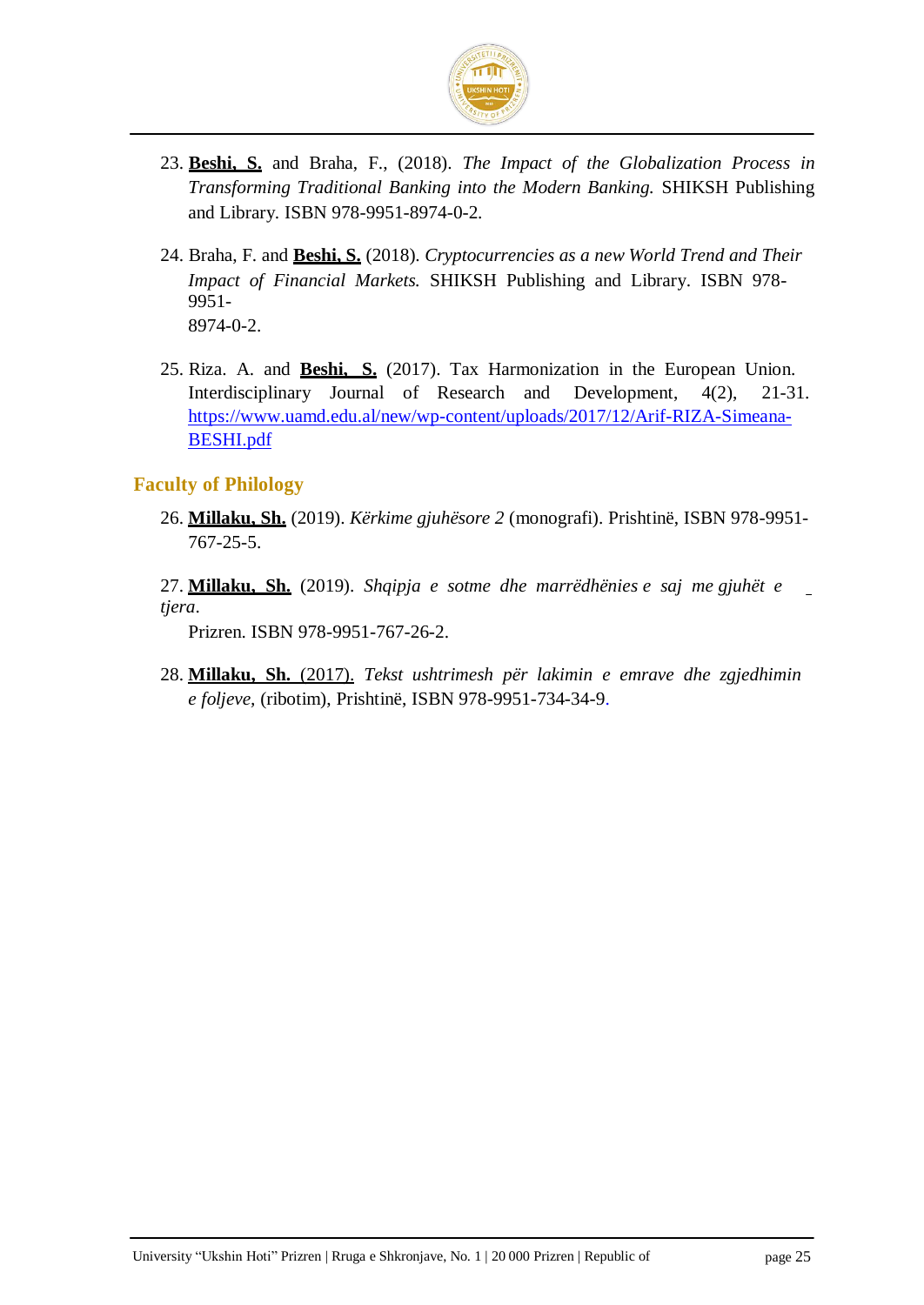23. **Beshi, S.** and Braha, F., (2018). *The Impact of the Globalization Process in Transforming Traditional Banking into the Modern Banking.* SHIKSH Publishing and Library. ISBN 978-9951-8974-0-2.

24. Braha, F. and **Beshi, S.** (2018). *Cryptocurrencies as a new World Trend and Their Impact of Financial Markets.* SHIKSH Publishing and Library. ISBN 978-9951-8974-0-2.

25. Riza. A. and **Beshi, S.** (2017). Tax Harmonization in the European Union. Interdisciplinary Journal of Research and Development, 4(2), 21-31. https://www.uamd.edu.al/new/wp-content/uploads/2017/12/Arif-RIZA-Simeana-BESHI.pdf

## Faculty of Philology

26. **Millaku, Sh.** (2019). *Kërkime gjuhësore 2* (monografi). Prishtinë, ISBN 978-9951-767-25-5.

27. **Millaku, Sh.** (2019). *Shqipja e sotme dhe marrëdhënies e saj me gjuhët e tjera*. Prizren. ISBN 978-9951-767-26-2.

28. **Millaku, Sh.** (2017). *Tekst ushtrimesh për lakimin e emrave dhe zgjedhimin e foljeve,* (ribotim), Prishtinë, ISBN 978-9951-734-34-9.